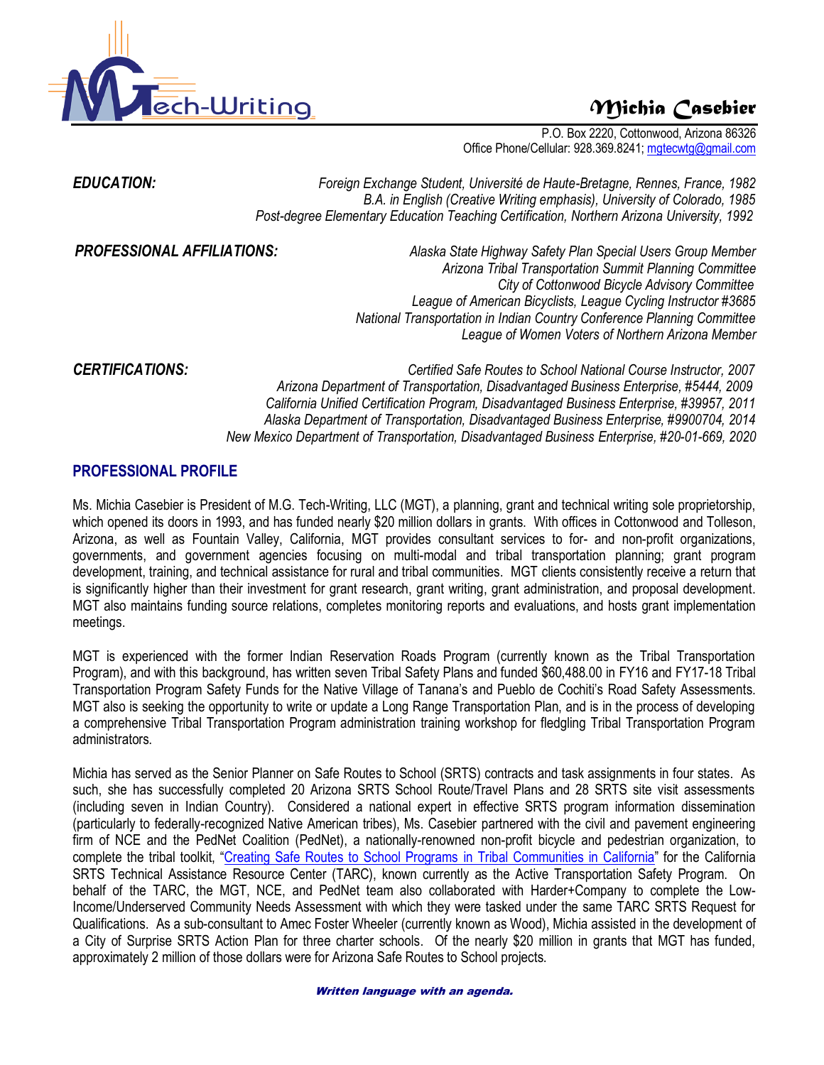MG Tech-Writing

# Michia Casebier

P.O. Box 2220, Cottonwood, Arizona 86326
Office Phone/Cellular: 928.369.8241; mgtecwtg@gmail.com

***EDUCATION:***

*Foreign Exchange Student, Université de Haute-Bretagne, Rennes, France, 1982*
*B.A. in English (Creative Writing emphasis), University of Colorado, 1985*
*Post-degree Elementary Education Teaching Certification, Northern Arizona University, 1992*

***PROFESSIONAL AFFILIATIONS:***

*Alaska State Highway Safety Plan Special Users Group Member*
*Arizona Tribal Transportation Summit Planning Committee*
*City of Cottonwood Bicycle Advisory Committee*
*League of American Bicyclists, League Cycling Instructor #3685*
*National Transportation in Indian Country Conference Planning Committee*
*League of Women Voters of Northern Arizona Member*

***CERTIFICATIONS:***

*Certified Safe Routes to School National Course Instructor, 2007*
*Arizona Department of Transportation, Disadvantaged Business Enterprise, #5444, 2009*
*California Unified Certification Program, Disadvantaged Business Enterprise, #39957, 2011*
*Alaska Department of Transportation, Disadvantaged Business Enterprise, #9900704, 2014*
*New Mexico Department of Transportation, Disadvantaged Business Enterprise, #20-01-669, 2020*

## PROFESSIONAL PROFILE

Ms. Michia Casebier is President of M.G. Tech-Writing, LLC (MGT), a planning, grant and technical writing sole proprietorship, which opened its doors in 1993, and has funded nearly $20 million dollars in grants. With offices in Cottonwood and Tolleson, Arizona, as well as Fountain Valley, California, MGT provides consultant services to for- and non-profit organizations, governments, and government agencies focusing on multi-modal and tribal transportation planning; grant program development, training, and technical assistance for rural and tribal communities. MGT clients consistently receive a return that is significantly higher than their investment for grant research, grant writing, grant administration, and proposal development. MGT also maintains funding source relations, completes monitoring reports and evaluations, and hosts grant implementation meetings.

MGT is experienced with the former Indian Reservation Roads Program (currently known as the Tribal Transportation Program), and with this background, has written seven Tribal Safety Plans and funded $60,488.00 in FY16 and FY17-18 Tribal Transportation Program Safety Funds for the Native Village of Tanana's and Pueblo de Cochiti's Road Safety Assessments. MGT also is seeking the opportunity to write or update a Long Range Transportation Plan, and is in the process of developing a comprehensive Tribal Transportation Program administration training workshop for fledgling Tribal Transportation Program administrators.

Michia has served as the Senior Planner on Safe Routes to School (SRTS) contracts and task assignments in four states. As such, she has successfully completed 20 Arizona SRTS School Route/Travel Plans and 28 SRTS site visit assessments (including seven in Indian Country). Considered a national expert in effective SRTS program information dissemination (particularly to federally-recognized Native American tribes), Ms. Casebier partnered with the civil and pavement engineering firm of NCE and the PedNet Coalition (PedNet), a nationally-renowned non-profit bicycle and pedestrian organization, to complete the tribal toolkit, "Creating Safe Routes to School Programs in Tribal Communities in California" for the California SRTS Technical Assistance Resource Center (TARC), known currently as the Active Transportation Safety Program. On behalf of the TARC, the MGT, NCE, and PedNet team also collaborated with Harder+Company to complete the Low-Income/Underserved Community Needs Assessment with which they were tasked under the same TARC SRTS Request for Qualifications. As a sub-consultant to Amec Foster Wheeler (currently known as Wood), Michia assisted in the development of a City of Surprise SRTS Action Plan for three charter schools. Of the nearly $20 million in grants that MGT has funded, approximately 2 million of those dollars were for Arizona Safe Routes to School projects.

***Written language with an agenda.***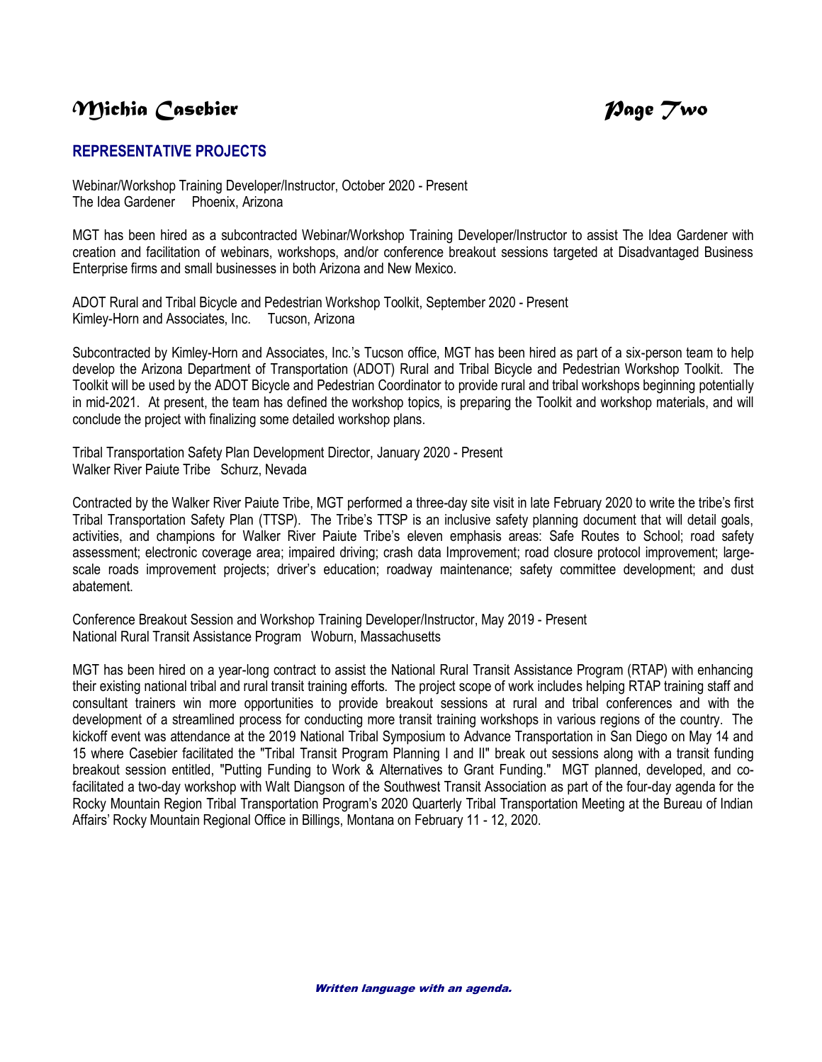## REPRESENTATIVE PROJECTS

Webinar/Workshop Training Developer/Instructor, October 2020 - Present
The Idea Gardener Phoenix, Arizona

MGT has been hired as a subcontracted Webinar/Workshop Training Developer/Instructor to assist The Idea Gardener with creation and facilitation of webinars, workshops, and/or conference breakout sessions targeted at Disadvantaged Business Enterprise firms and small businesses in both Arizona and New Mexico.

ADOT Rural and Tribal Bicycle and Pedestrian Workshop Toolkit, September 2020 - Present
Kimley-Horn and Associates, Inc. Tucson, Arizona

Subcontracted by Kimley-Horn and Associates, Inc.'s Tucson office, MGT has been hired as part of a six-person team to help develop the Arizona Department of Transportation (ADOT) Rural and Tribal Bicycle and Pedestrian Workshop Toolkit. The Toolkit will be used by the ADOT Bicycle and Pedestrian Coordinator to provide rural and tribal workshops beginning potentially in mid-2021. At present, the team has defined the workshop topics, is preparing the Toolkit and workshop materials, and will conclude the project with finalizing some detailed workshop plans.

Tribal Transportation Safety Plan Development Director, January 2020 - Present
Walker River Paiute Tribe Schurz, Nevada

Contracted by the Walker River Paiute Tribe, MGT performed a three-day site visit in late February 2020 to write the tribe's first Tribal Transportation Safety Plan (TTSP). The Tribe's TTSP is an inclusive safety planning document that will detail goals, activities, and champions for Walker River Paiute Tribe's eleven emphasis areas: Safe Routes to School; road safety assessment; electronic coverage area; impaired driving; crash data Improvement; road closure protocol improvement; large-scale roads improvement projects; driver's education; roadway maintenance; safety committee development; and dust abatement.

Conference Breakout Session and Workshop Training Developer/Instructor, May 2019 - Present
National Rural Transit Assistance Program Woburn, Massachusetts

MGT has been hired on a year-long contract to assist the National Rural Transit Assistance Program (RTAP) with enhancing their existing national tribal and rural transit training efforts. The project scope of work includes helping RTAP training staff and consultant trainers win more opportunities to provide breakout sessions at rural and tribal conferences and with the development of a streamlined process for conducting more transit training workshops in various regions of the country. The kickoff event was attendance at the 2019 National Tribal Symposium to Advance Transportation in San Diego on May 14 and 15 where Casebier facilitated the "Tribal Transit Program Planning I and II" break out sessions along with a transit funding breakout session entitled, "Putting Funding to Work & Alternatives to Grant Funding." MGT planned, developed, and co-facilitated a two-day workshop with Walt Diangson of the Southwest Transit Association as part of the four-day agenda for the Rocky Mountain Region Tribal Transportation Program's 2020 Quarterly Tribal Transportation Meeting at the Bureau of Indian Affairs' Rocky Mountain Regional Office in Billings, Montana on February 11 - 12, 2020.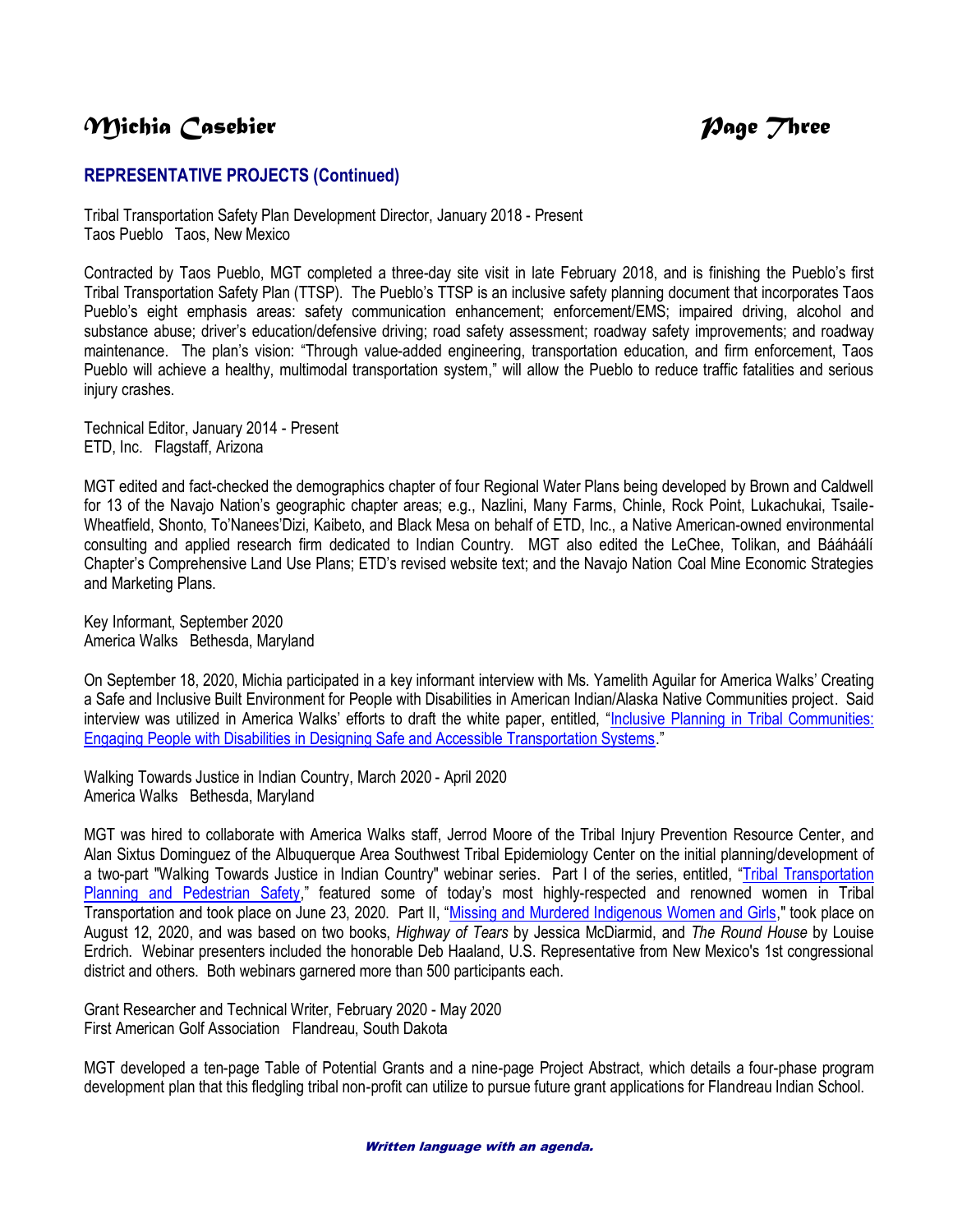## REPRESENTATIVE PROJECTS (Continued)

Tribal Transportation Safety Plan Development Director, January 2018 - Present
Taos Pueblo   Taos, New Mexico

Contracted by Taos Pueblo, MGT completed a three-day site visit in late February 2018, and is finishing the Pueblo's first Tribal Transportation Safety Plan (TTSP). The Pueblo's TTSP is an inclusive safety planning document that incorporates Taos Pueblo's eight emphasis areas: safety communication enhancement; enforcement/EMS; impaired driving, alcohol and substance abuse; driver's education/defensive driving; road safety assessment; roadway safety improvements; and roadway maintenance. The plan's vision: "Through value-added engineering, transportation education, and firm enforcement, Taos Pueblo will achieve a healthy, multimodal transportation system," will allow the Pueblo to reduce traffic fatalities and serious injury crashes.

Technical Editor, January 2014 - Present
ETD, Inc.   Flagstaff, Arizona

MGT edited and fact-checked the demographics chapter of four Regional Water Plans being developed by Brown and Caldwell for 13 of the Navajo Nation's geographic chapter areas; e.g., Nazlini, Many Farms, Chinle, Rock Point, Lukachukai, Tsaile-Wheatfield, Shonto, To'Nanees'Dizi, Kaibeto, and Black Mesa on behalf of ETD, Inc., a Native American-owned environmental consulting and applied research firm dedicated to Indian Country. MGT also edited the LeChee, Tolikan, and Bááháálí Chapter's Comprehensive Land Use Plans; ETD's revised website text; and the Navajo Nation Coal Mine Economic Strategies and Marketing Plans.

Key Informant, September 2020
America Walks   Bethesda, Maryland

On September 18, 2020, Michia participated in a key informant interview with Ms. Yamelith Aguilar for America Walks' Creating a Safe and Inclusive Built Environment for People with Disabilities in American Indian/Alaska Native Communities project. Said interview was utilized in America Walks' efforts to draft the white paper, entitled, "Inclusive Planning in Tribal Communities: Engaging People with Disabilities in Designing Safe and Accessible Transportation Systems."

Walking Towards Justice in Indian Country, March 2020 - April 2020
America Walks   Bethesda, Maryland

MGT was hired to collaborate with America Walks staff, Jerrod Moore of the Tribal Injury Prevention Resource Center, and Alan Sixtus Dominguez of the Albuquerque Area Southwest Tribal Epidemiology Center on the initial planning/development of a two-part "Walking Towards Justice in Indian Country" webinar series. Part I of the series, entitled, "Tribal Transportation Planning and Pedestrian Safety," featured some of today's most highly-respected and renowned women in Tribal Transportation and took place on June 23, 2020. Part II, "Missing and Murdered Indigenous Women and Girls," took place on August 12, 2020, and was based on two books, *Highway of Tears* by Jessica McDiarmid, and *The Round House* by Louise Erdrich. Webinar presenters included the honorable Deb Haaland, U.S. Representative from New Mexico's 1st congressional district and others. Both webinars garnered more than 500 participants each.

Grant Researcher and Technical Writer, February 2020 - May 2020
First American Golf Association   Flandreau, South Dakota

MGT developed a ten-page Table of Potential Grants and a nine-page Project Abstract, which details a four-phase program development plan that this fledgling tribal non-profit can utilize to pursue future grant applications for Flandreau Indian School.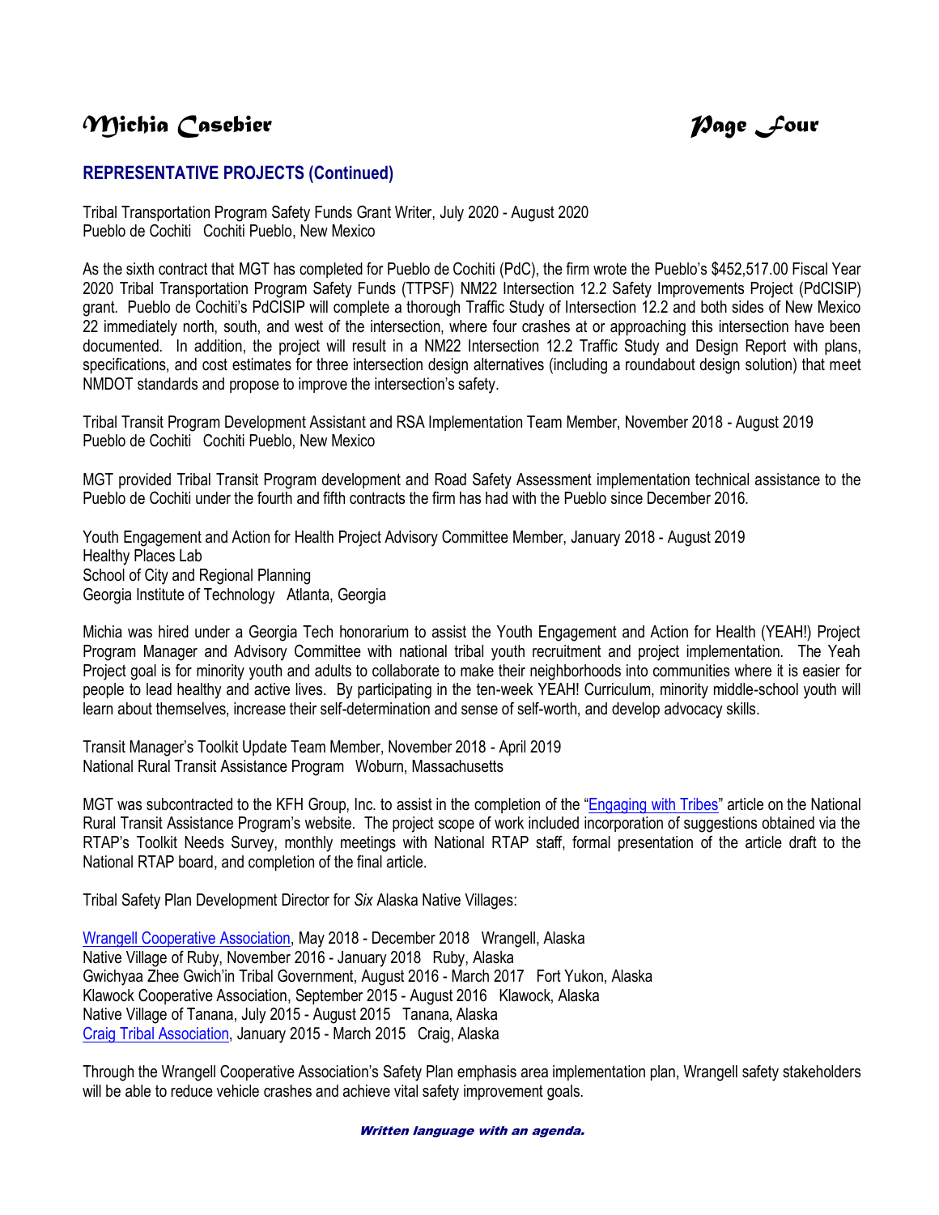## REPRESENTATIVE PROJECTS (Continued)

Tribal Transportation Program Safety Funds Grant Writer, July 2020 - August 2020
Pueblo de Cochiti   Cochiti Pueblo, New Mexico

As the sixth contract that MGT has completed for Pueblo de Cochiti (PdC), the firm wrote the Pueblo's $452,517.00 Fiscal Year 2020 Tribal Transportation Program Safety Funds (TTPSF) NM22 Intersection 12.2 Safety Improvements Project (PdCISIP) grant. Pueblo de Cochiti's PdCISIP will complete a thorough Traffic Study of Intersection 12.2 and both sides of New Mexico 22 immediately north, south, and west of the intersection, where four crashes at or approaching this intersection have been documented. In addition, the project will result in a NM22 Intersection 12.2 Traffic Study and Design Report with plans, specifications, and cost estimates for three intersection design alternatives (including a roundabout design solution) that meet NMDOT standards and propose to improve the intersection's safety.

Tribal Transit Program Development Assistant and RSA Implementation Team Member, November 2018 - August 2019
Pueblo de Cochiti   Cochiti Pueblo, New Mexico

MGT provided Tribal Transit Program development and Road Safety Assessment implementation technical assistance to the Pueblo de Cochiti under the fourth and fifth contracts the firm has had with the Pueblo since December 2016.

Youth Engagement and Action for Health Project Advisory Committee Member, January 2018 - August 2019
Healthy Places Lab
School of City and Regional Planning
Georgia Institute of Technology   Atlanta, Georgia

Michia was hired under a Georgia Tech honorarium to assist the Youth Engagement and Action for Health (YEAH!) Project Program Manager and Advisory Committee with national tribal youth recruitment and project implementation. The Yeah Project goal is for minority youth and adults to collaborate to make their neighborhoods into communities where it is easier for people to lead healthy and active lives. By participating in the ten-week YEAH! Curriculum, minority middle-school youth will learn about themselves, increase their self-determination and sense of self-worth, and develop advocacy skills.

Transit Manager's Toolkit Update Team Member, November 2018 - April 2019
National Rural Transit Assistance Program   Woburn, Massachusetts

MGT was subcontracted to the KFH Group, Inc. to assist in the completion of the "Engaging with Tribes" article on the National Rural Transit Assistance Program's website. The project scope of work included incorporation of suggestions obtained via the RTAP's Toolkit Needs Survey, monthly meetings with National RTAP staff, formal presentation of the article draft to the National RTAP board, and completion of the final article.

Tribal Safety Plan Development Director for *Six* Alaska Native Villages:

Wrangell Cooperative Association, May 2018 - December 2018   Wrangell, Alaska
Native Village of Ruby, November 2016 - January 2018   Ruby, Alaska
Gwichyaa Zhee Gwich'in Tribal Government, August 2016 - March 2017   Fort Yukon, Alaska
Klawock Cooperative Association, September 2015 - August 2016   Klawock, Alaska
Native Village of Tanana, July 2015 - August 2015   Tanana, Alaska
Craig Tribal Association, January 2015 - March 2015   Craig, Alaska

Through the Wrangell Cooperative Association's Safety Plan emphasis area implementation plan, Wrangell safety stakeholders will be able to reduce vehicle crashes and achieve vital safety improvement goals.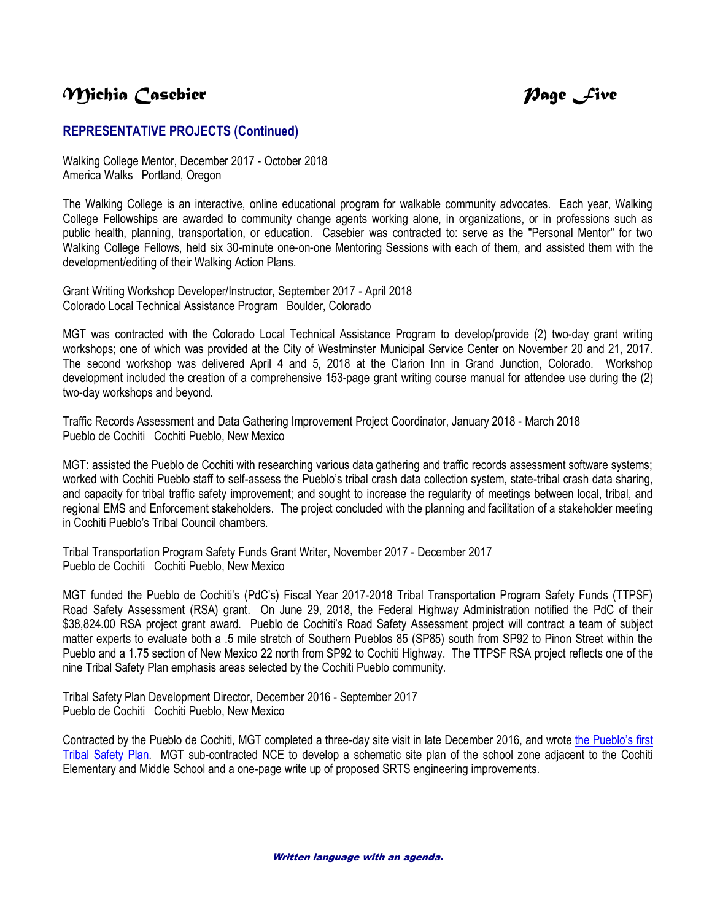## REPRESENTATIVE PROJECTS (Continued)

Walking College Mentor, December 2017 - October 2018
America Walks   Portland, Oregon

The Walking College is an interactive, online educational program for walkable community advocates. Each year, Walking College Fellowships are awarded to community change agents working alone, in organizations, or in professions such as public health, planning, transportation, or education. Casebier was contracted to: serve as the "Personal Mentor" for two Walking College Fellows, held six 30-minute one-on-one Mentoring Sessions with each of them, and assisted them with the development/editing of their Walking Action Plans.

Grant Writing Workshop Developer/Instructor, September 2017 - April 2018
Colorado Local Technical Assistance Program   Boulder, Colorado

MGT was contracted with the Colorado Local Technical Assistance Program to develop/provide (2) two-day grant writing workshops; one of which was provided at the City of Westminster Municipal Service Center on November 20 and 21, 2017. The second workshop was delivered April 4 and 5, 2018 at the Clarion Inn in Grand Junction, Colorado. Workshop development included the creation of a comprehensive 153-page grant writing course manual for attendee use during the (2) two-day workshops and beyond.

Traffic Records Assessment and Data Gathering Improvement Project Coordinator, January 2018 - March 2018
Pueblo de Cochiti   Cochiti Pueblo, New Mexico

MGT: assisted the Pueblo de Cochiti with researching various data gathering and traffic records assessment software systems; worked with Cochiti Pueblo staff to self-assess the Pueblo's tribal crash data collection system, state-tribal crash data sharing, and capacity for tribal traffic safety improvement; and sought to increase the regularity of meetings between local, tribal, and regional EMS and Enforcement stakeholders. The project concluded with the planning and facilitation of a stakeholder meeting in Cochiti Pueblo's Tribal Council chambers.

Tribal Transportation Program Safety Funds Grant Writer, November 2017 - December 2017
Pueblo de Cochiti   Cochiti Pueblo, New Mexico

MGT funded the Pueblo de Cochiti's (PdC's) Fiscal Year 2017-2018 Tribal Transportation Program Safety Funds (TTPSF) Road Safety Assessment (RSA) grant. On June 29, 2018, the Federal Highway Administration notified the PdC of their $38,824.00 RSA project grant award. Pueblo de Cochiti's Road Safety Assessment project will contract a team of subject matter experts to evaluate both a .5 mile stretch of Southern Pueblos 85 (SP85) south from SP92 to Pinon Street within the Pueblo and a 1.75 section of New Mexico 22 north from SP92 to Cochiti Highway. The TTPSF RSA project reflects one of the nine Tribal Safety Plan emphasis areas selected by the Cochiti Pueblo community.

Tribal Safety Plan Development Director, December 2016 - September 2017
Pueblo de Cochiti   Cochiti Pueblo, New Mexico

Contracted by the Pueblo de Cochiti, MGT completed a three-day site visit in late December 2016, and wrote the Pueblo's first Tribal Safety Plan. MGT sub-contracted NCE to develop a schematic site plan of the school zone adjacent to the Cochiti Elementary and Middle School and a one-page write up of proposed SRTS engineering improvements.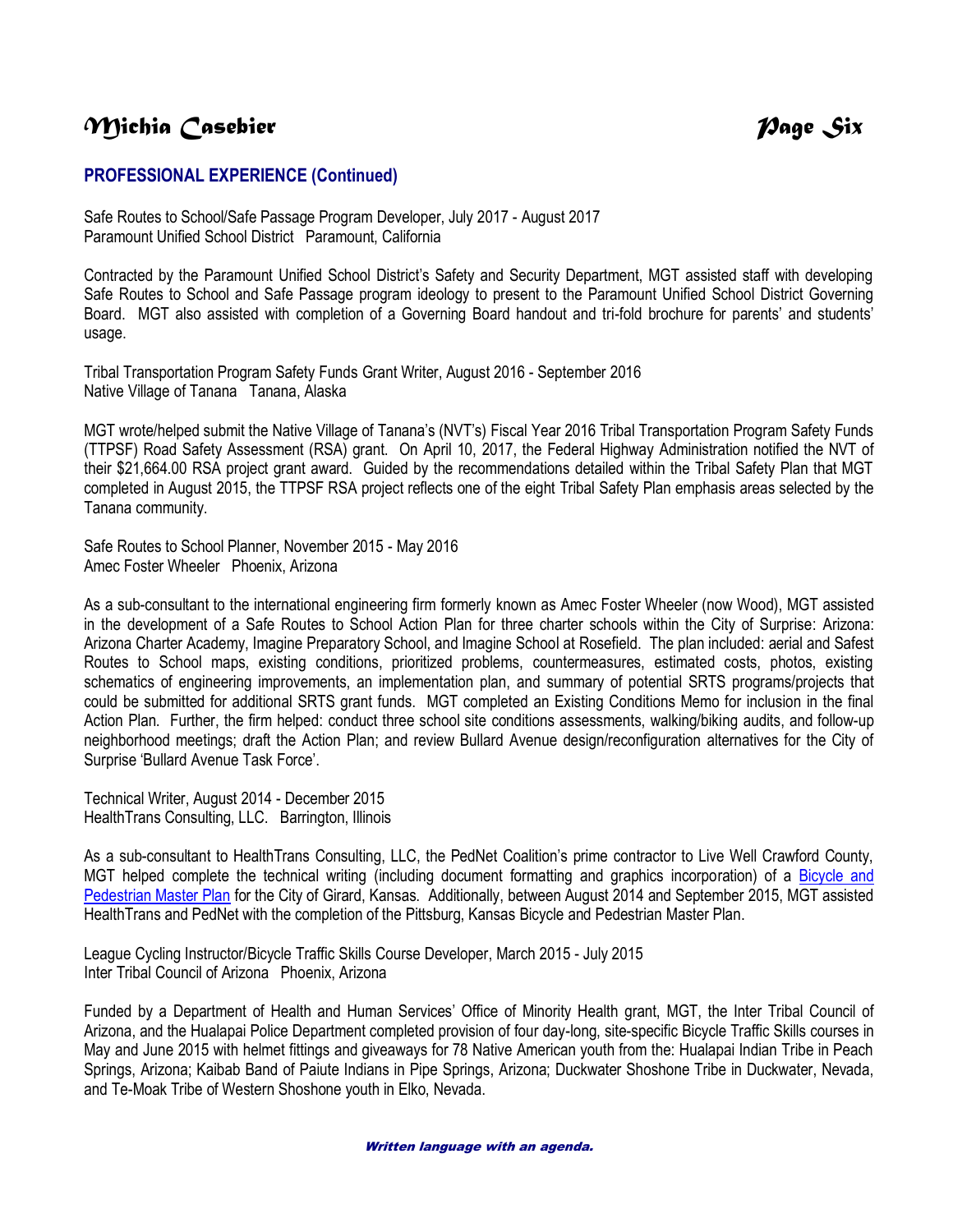## PROFESSIONAL EXPERIENCE (Continued)

Safe Routes to School/Safe Passage Program Developer, July 2017 - August 2017
Paramount Unified School District   Paramount, California

Contracted by the Paramount Unified School District's Safety and Security Department, MGT assisted staff with developing Safe Routes to School and Safe Passage program ideology to present to the Paramount Unified School District Governing Board. MGT also assisted with completion of a Governing Board handout and tri-fold brochure for parents' and students' usage.

Tribal Transportation Program Safety Funds Grant Writer, August 2016 - September 2016
Native Village of Tanana   Tanana, Alaska

MGT wrote/helped submit the Native Village of Tanana's (NVT's) Fiscal Year 2016 Tribal Transportation Program Safety Funds (TTPSF) Road Safety Assessment (RSA) grant. On April 10, 2017, the Federal Highway Administration notified the NVT of their $21,664.00 RSA project grant award. Guided by the recommendations detailed within the Tribal Safety Plan that MGT completed in August 2015, the TTPSF RSA project reflects one of the eight Tribal Safety Plan emphasis areas selected by the Tanana community.

Safe Routes to School Planner, November 2015 - May 2016
Amec Foster Wheeler   Phoenix, Arizona

As a sub-consultant to the international engineering firm formerly known as Amec Foster Wheeler (now Wood), MGT assisted in the development of a Safe Routes to School Action Plan for three charter schools within the City of Surprise: Arizona: Arizona Charter Academy, Imagine Preparatory School, and Imagine School at Rosefield. The plan included: aerial and Safest Routes to School maps, existing conditions, prioritized problems, countermeasures, estimated costs, photos, existing schematics of engineering improvements, an implementation plan, and summary of potential SRTS programs/projects that could be submitted for additional SRTS grant funds. MGT completed an Existing Conditions Memo for inclusion in the final Action Plan. Further, the firm helped: conduct three school site conditions assessments, walking/biking audits, and follow-up neighborhood meetings; draft the Action Plan; and review Bullard Avenue design/reconfiguration alternatives for the City of Surprise 'Bullard Avenue Task Force'.

Technical Writer, August 2014 - December 2015
HealthTrans Consulting, LLC.   Barrington, Illinois

As a sub-consultant to HealthTrans Consulting, LLC, the PedNet Coalition's prime contractor to Live Well Crawford County, MGT helped complete the technical writing (including document formatting and graphics incorporation) of a Bicycle and Pedestrian Master Plan for the City of Girard, Kansas. Additionally, between August 2014 and September 2015, MGT assisted HealthTrans and PedNet with the completion of the Pittsburg, Kansas Bicycle and Pedestrian Master Plan.

League Cycling Instructor/Bicycle Traffic Skills Course Developer, March 2015 - July 2015
Inter Tribal Council of Arizona   Phoenix, Arizona

Funded by a Department of Health and Human Services' Office of Minority Health grant, MGT, the Inter Tribal Council of Arizona, and the Hualapai Police Department completed provision of four day-long, site-specific Bicycle Traffic Skills courses in May and June 2015 with helmet fittings and giveaways for 78 Native American youth from the: Hualapai Indian Tribe in Peach Springs, Arizona; Kaibab Band of Paiute Indians in Pipe Springs, Arizona; Duckwater Shoshone Tribe in Duckwater, Nevada, and Te-Moak Tribe of Western Shoshone youth in Elko, Nevada.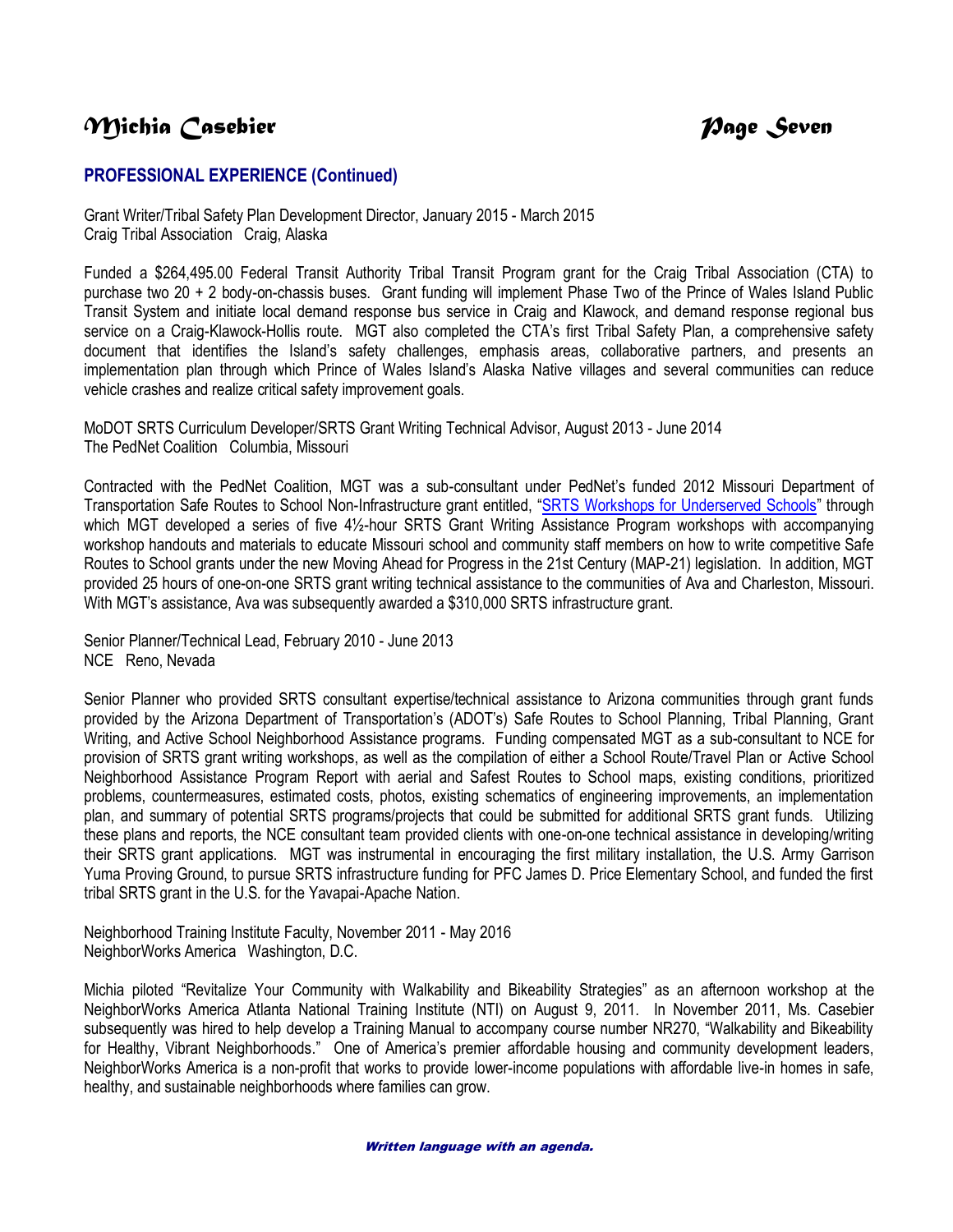## PROFESSIONAL EXPERIENCE (Continued)

Grant Writer/Tribal Safety Plan Development Director, January 2015 - March 2015
Craig Tribal Association Craig, Alaska

Funded a $264,495.00 Federal Transit Authority Tribal Transit Program grant for the Craig Tribal Association (CTA) to purchase two 20 + 2 body-on-chassis buses. Grant funding will implement Phase Two of the Prince of Wales Island Public Transit System and initiate local demand response bus service in Craig and Klawock, and demand response regional bus service on a Craig-Klawock-Hollis route. MGT also completed the CTA's first Tribal Safety Plan, a comprehensive safety document that identifies the Island's safety challenges, emphasis areas, collaborative partners, and presents an implementation plan through which Prince of Wales Island's Alaska Native villages and several communities can reduce vehicle crashes and realize critical safety improvement goals.

MoDOT SRTS Curriculum Developer/SRTS Grant Writing Technical Advisor, August 2013 - June 2014
The PedNet Coalition Columbia, Missouri

Contracted with the PedNet Coalition, MGT was a sub-consultant under PedNet's funded 2012 Missouri Department of Transportation Safe Routes to School Non-Infrastructure grant entitled, "SRTS Workshops for Underserved Schools" through which MGT developed a series of five 4½-hour SRTS Grant Writing Assistance Program workshops with accompanying workshop handouts and materials to educate Missouri school and community staff members on how to write competitive Safe Routes to School grants under the new Moving Ahead for Progress in the 21st Century (MAP-21) legislation. In addition, MGT provided 25 hours of one-on-one SRTS grant writing technical assistance to the communities of Ava and Charleston, Missouri. With MGT's assistance, Ava was subsequently awarded a $310,000 SRTS infrastructure grant.

Senior Planner/Technical Lead, February 2010 - June 2013
NCE Reno, Nevada

Senior Planner who provided SRTS consultant expertise/technical assistance to Arizona communities through grant funds provided by the Arizona Department of Transportation's (ADOT's) Safe Routes to School Planning, Tribal Planning, Grant Writing, and Active School Neighborhood Assistance programs. Funding compensated MGT as a sub-consultant to NCE for provision of SRTS grant writing workshops, as well as the compilation of either a School Route/Travel Plan or Active School Neighborhood Assistance Program Report with aerial and Safest Routes to School maps, existing conditions, prioritized problems, countermeasures, estimated costs, photos, existing schematics of engineering improvements, an implementation plan, and summary of potential SRTS programs/projects that could be submitted for additional SRTS grant funds. Utilizing these plans and reports, the NCE consultant team provided clients with one-on-one technical assistance in developing/writing their SRTS grant applications. MGT was instrumental in encouraging the first military installation, the U.S. Army Garrison Yuma Proving Ground, to pursue SRTS infrastructure funding for PFC James D. Price Elementary School, and funded the first tribal SRTS grant in the U.S. for the Yavapai-Apache Nation.

Neighborhood Training Institute Faculty, November 2011 - May 2016
NeighborWorks America Washington, D.C.

Michia piloted "Revitalize Your Community with Walkability and Bikeability Strategies" as an afternoon workshop at the NeighborWorks America Atlanta National Training Institute (NTI) on August 9, 2011. In November 2011, Ms. Casebier subsequently was hired to help develop a Training Manual to accompany course number NR270, "Walkability and Bikeability for Healthy, Vibrant Neighborhoods." One of America's premier affordable housing and community development leaders, NeighborWorks America is a non-profit that works to provide lower-income populations with affordable live-in homes in safe, healthy, and sustainable neighborhoods where families can grow.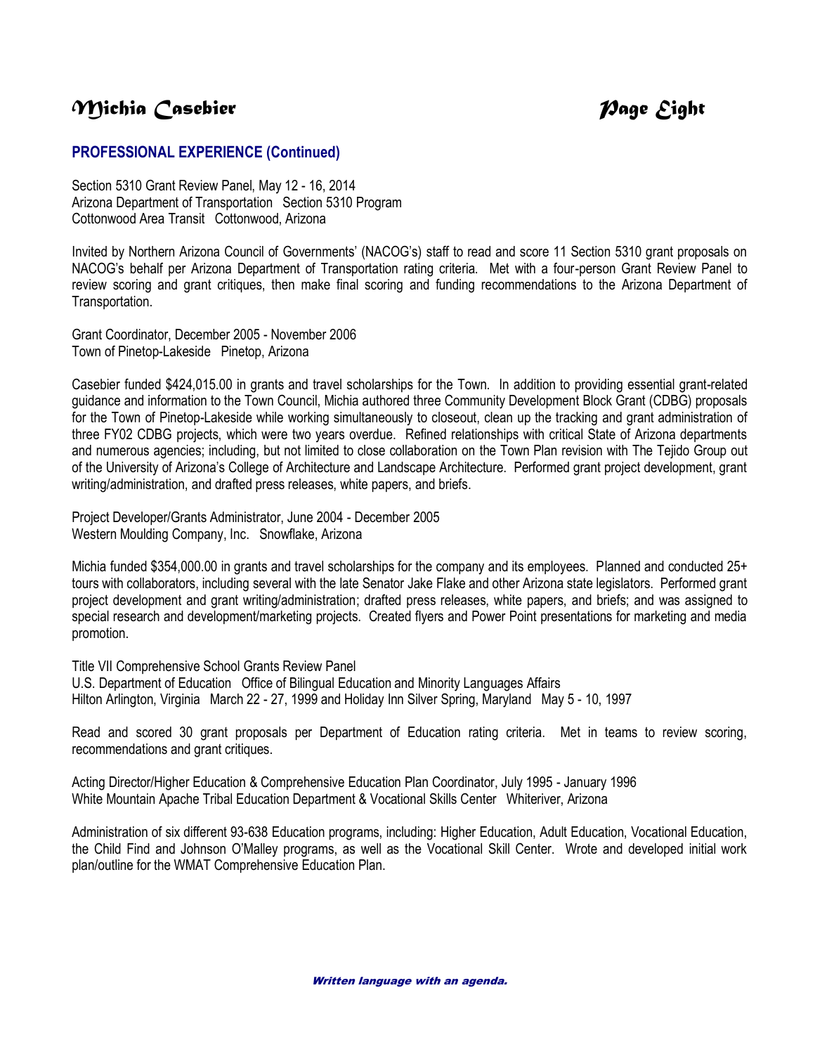## PROFESSIONAL EXPERIENCE (Continued)

Section 5310 Grant Review Panel, May 12 - 16, 2014
Arizona Department of Transportation   Section 5310 Program
Cottonwood Area Transit   Cottonwood, Arizona

Invited by Northern Arizona Council of Governments' (NACOG's) staff to read and score 11 Section 5310 grant proposals on NACOG's behalf per Arizona Department of Transportation rating criteria. Met with a four-person Grant Review Panel to review scoring and grant critiques, then make final scoring and funding recommendations to the Arizona Department of Transportation.

Grant Coordinator, December 2005 - November 2006
Town of Pinetop-Lakeside   Pinetop, Arizona

Casebier funded $424,015.00 in grants and travel scholarships for the Town. In addition to providing essential grant-related guidance and information to the Town Council, Michia authored three Community Development Block Grant (CDBG) proposals for the Town of Pinetop-Lakeside while working simultaneously to closeout, clean up the tracking and grant administration of three FY02 CDBG projects, which were two years overdue. Refined relationships with critical State of Arizona departments and numerous agencies; including, but not limited to close collaboration on the Town Plan revision with The Tejido Group out of the University of Arizona's College of Architecture and Landscape Architecture. Performed grant project development, grant writing/administration, and drafted press releases, white papers, and briefs.

Project Developer/Grants Administrator, June 2004 - December 2005
Western Moulding Company, Inc.   Snowflake, Arizona

Michia funded $354,000.00 in grants and travel scholarships for the company and its employees. Planned and conducted 25+ tours with collaborators, including several with the late Senator Jake Flake and other Arizona state legislators. Performed grant project development and grant writing/administration; drafted press releases, white papers, and briefs; and was assigned to special research and development/marketing projects. Created flyers and Power Point presentations for marketing and media promotion.

Title VII Comprehensive School Grants Review Panel
U.S. Department of Education   Office of Bilingual Education and Minority Languages Affairs
Hilton Arlington, Virginia   March 22 - 27, 1999 and Holiday Inn Silver Spring, Maryland   May 5 - 10, 1997

Read and scored 30 grant proposals per Department of Education rating criteria. Met in teams to review scoring, recommendations and grant critiques.

Acting Director/Higher Education & Comprehensive Education Plan Coordinator, July 1995 - January 1996
White Mountain Apache Tribal Education Department & Vocational Skills Center   Whiteriver, Arizona

Administration of six different 93-638 Education programs, including: Higher Education, Adult Education, Vocational Education, the Child Find and Johnson O'Malley programs, as well as the Vocational Skill Center. Wrote and developed initial work plan/outline for the WMAT Comprehensive Education Plan.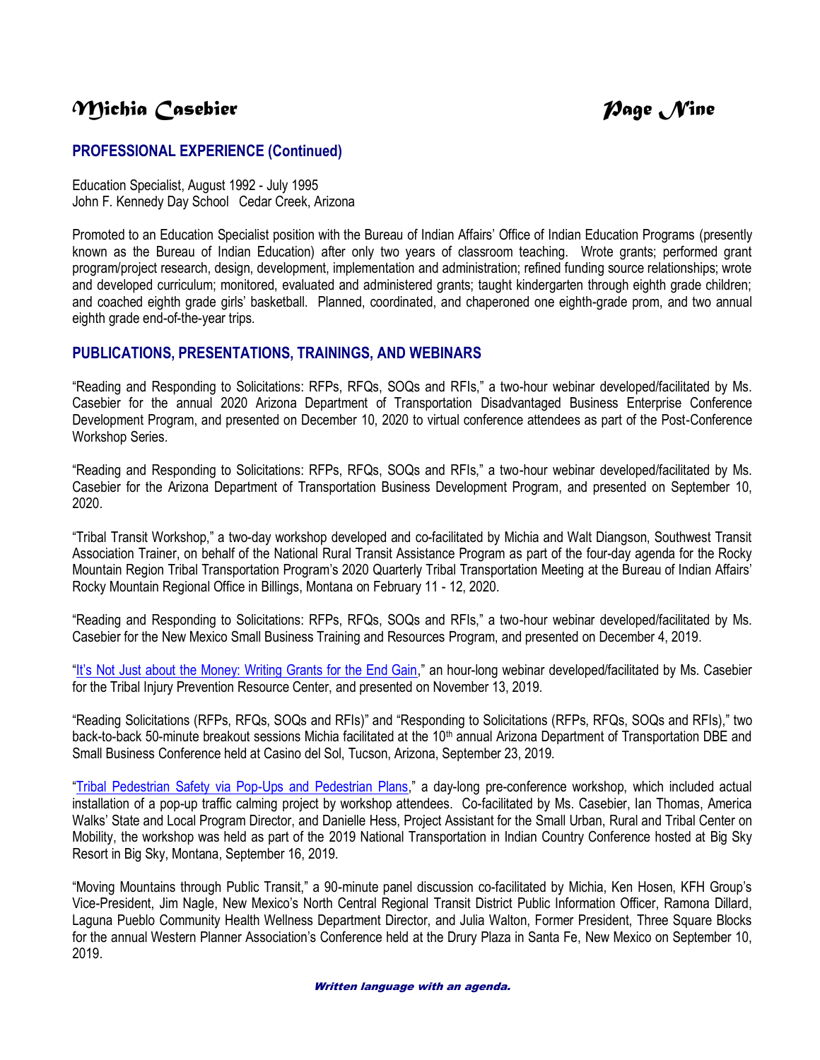## PROFESSIONAL EXPERIENCE (Continued)

Education Specialist, August 1992 - July 1995
John F. Kennedy Day School   Cedar Creek, Arizona

Promoted to an Education Specialist position with the Bureau of Indian Affairs' Office of Indian Education Programs (presently known as the Bureau of Indian Education) after only two years of classroom teaching. Wrote grants; performed grant program/project research, design, development, implementation and administration; refined funding source relationships; wrote and developed curriculum; monitored, evaluated and administered grants; taught kindergarten through eighth grade children; and coached eighth grade girls' basketball. Planned, coordinated, and chaperoned one eighth-grade prom, and two annual eighth grade end-of-the-year trips.

## PUBLICATIONS, PRESENTATIONS, TRAININGS, AND WEBINARS

"Reading and Responding to Solicitations: RFPs, RFQs, SOQs and RFIs," a two-hour webinar developed/facilitated by Ms. Casebier for the annual 2020 Arizona Department of Transportation Disadvantaged Business Enterprise Conference Development Program, and presented on December 10, 2020 to virtual conference attendees as part of the Post-Conference Workshop Series.

"Reading and Responding to Solicitations: RFPs, RFQs, SOQs and RFIs," a two-hour webinar developed/facilitated by Ms. Casebier for the Arizona Department of Transportation Business Development Program, and presented on September 10, 2020.

"Tribal Transit Workshop," a two-day workshop developed and co-facilitated by Michia and Walt Diangson, Southwest Transit Association Trainer, on behalf of the National Rural Transit Assistance Program as part of the four-day agenda for the Rocky Mountain Region Tribal Transportation Program's 2020 Quarterly Tribal Transportation Meeting at the Bureau of Indian Affairs' Rocky Mountain Regional Office in Billings, Montana on February 11 - 12, 2020.

"Reading and Responding to Solicitations: RFPs, RFQs, SOQs and RFIs," a two-hour webinar developed/facilitated by Ms. Casebier for the New Mexico Small Business Training and Resources Program, and presented on December 4, 2019.

"It's Not Just about the Money: Writing Grants for the End Gain," an hour-long webinar developed/facilitated by Ms. Casebier for the Tribal Injury Prevention Resource Center, and presented on November 13, 2019.

"Reading Solicitations (RFPs, RFQs, SOQs and RFIs)" and "Responding to Solicitations (RFPs, RFQs, SOQs and RFIs)," two back-to-back 50-minute breakout sessions Michia facilitated at the 10th annual Arizona Department of Transportation DBE and Small Business Conference held at Casino del Sol, Tucson, Arizona, September 23, 2019.

"Tribal Pedestrian Safety via Pop-Ups and Pedestrian Plans," a day-long pre-conference workshop, which included actual installation of a pop-up traffic calming project by workshop attendees. Co-facilitated by Ms. Casebier, Ian Thomas, America Walks' State and Local Program Director, and Danielle Hess, Project Assistant for the Small Urban, Rural and Tribal Center on Mobility, the workshop was held as part of the 2019 National Transportation in Indian Country Conference hosted at Big Sky Resort in Big Sky, Montana, September 16, 2019.

"Moving Mountains through Public Transit," a 90-minute panel discussion co-facilitated by Michia, Ken Hosen, KFH Group's Vice-President, Jim Nagle, New Mexico's North Central Regional Transit District Public Information Officer, Ramona Dillard, Laguna Pueblo Community Health Wellness Department Director, and Julia Walton, Former President, Three Square Blocks for the annual Western Planner Association's Conference held at the Drury Plaza in Santa Fe, New Mexico on September 10, 2019.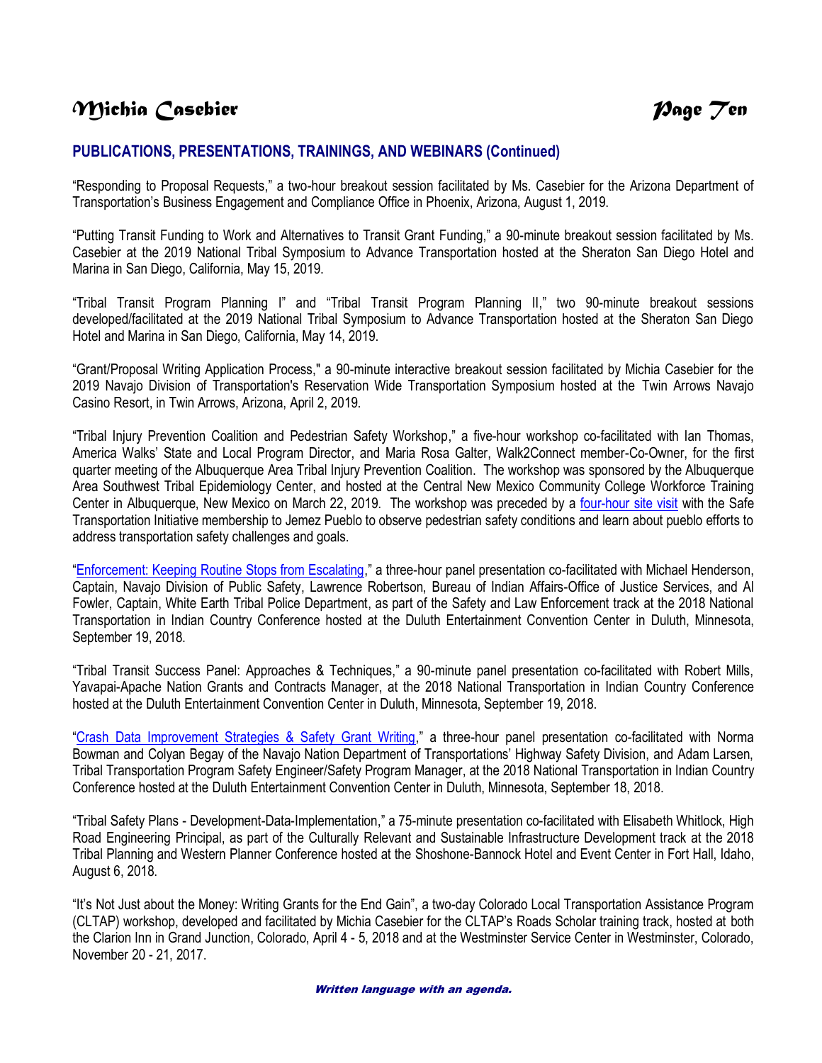## PUBLICATIONS, PRESENTATIONS, TRAININGS, AND WEBINARS (Continued)

"Responding to Proposal Requests," a two-hour breakout session facilitated by Ms. Casebier for the Arizona Department of Transportation's Business Engagement and Compliance Office in Phoenix, Arizona, August 1, 2019.

"Putting Transit Funding to Work and Alternatives to Transit Grant Funding," a 90-minute breakout session facilitated by Ms. Casebier at the 2019 National Tribal Symposium to Advance Transportation hosted at the Sheraton San Diego Hotel and Marina in San Diego, California, May 15, 2019.

"Tribal Transit Program Planning I" and "Tribal Transit Program Planning II," two 90-minute breakout sessions developed/facilitated at the 2019 National Tribal Symposium to Advance Transportation hosted at the Sheraton San Diego Hotel and Marina in San Diego, California, May 14, 2019.

"Grant/Proposal Writing Application Process," a 90-minute interactive breakout session facilitated by Michia Casebier for the 2019 Navajo Division of Transportation's Reservation Wide Transportation Symposium hosted at the Twin Arrows Navajo Casino Resort, in Twin Arrows, Arizona, April 2, 2019.

"Tribal Injury Prevention Coalition and Pedestrian Safety Workshop," a five-hour workshop co-facilitated with Ian Thomas, America Walks' State and Local Program Director, and Maria Rosa Galter, Walk2Connect member-Co-Owner, for the first quarter meeting of the Albuquerque Area Tribal Injury Prevention Coalition. The workshop was sponsored by the Albuquerque Area Southwest Tribal Epidemiology Center, and hosted at the Central New Mexico Community College Workforce Training Center in Albuquerque, New Mexico on March 22, 2019. The workshop was preceded by a four-hour site visit with the Safe Transportation Initiative membership to Jemez Pueblo to observe pedestrian safety conditions and learn about pueblo efforts to address transportation safety challenges and goals.

"Enforcement: Keeping Routine Stops from Escalating," a three-hour panel presentation co-facilitated with Michael Henderson, Captain, Navajo Division of Public Safety, Lawrence Robertson, Bureau of Indian Affairs-Office of Justice Services, and Al Fowler, Captain, White Earth Tribal Police Department, as part of the Safety and Law Enforcement track at the 2018 National Transportation in Indian Country Conference hosted at the Duluth Entertainment Convention Center in Duluth, Minnesota, September 19, 2018.

"Tribal Transit Success Panel: Approaches & Techniques," a 90-minute panel presentation co-facilitated with Robert Mills, Yavapai-Apache Nation Grants and Contracts Manager, at the 2018 National Transportation in Indian Country Conference hosted at the Duluth Entertainment Convention Center in Duluth, Minnesota, September 19, 2018.

"Crash Data Improvement Strategies & Safety Grant Writing," a three-hour panel presentation co-facilitated with Norma Bowman and Colyan Begay of the Navajo Nation Department of Transportations' Highway Safety Division, and Adam Larsen, Tribal Transportation Program Safety Engineer/Safety Program Manager, at the 2018 National Transportation in Indian Country Conference hosted at the Duluth Entertainment Convention Center in Duluth, Minnesota, September 18, 2018.

"Tribal Safety Plans - Development-Data-Implementation," a 75-minute presentation co-facilitated with Elisabeth Whitlock, High Road Engineering Principal, as part of the Culturally Relevant and Sustainable Infrastructure Development track at the 2018 Tribal Planning and Western Planner Conference hosted at the Shoshone-Bannock Hotel and Event Center in Fort Hall, Idaho, August 6, 2018.

"It's Not Just about the Money: Writing Grants for the End Gain", a two-day Colorado Local Transportation Assistance Program (CLTAP) workshop, developed and facilitated by Michia Casebier for the CLTAP's Roads Scholar training track, hosted at both the Clarion Inn in Grand Junction, Colorado, April 4 - 5, 2018 and at the Westminster Service Center in Westminster, Colorado, November 20 - 21, 2017.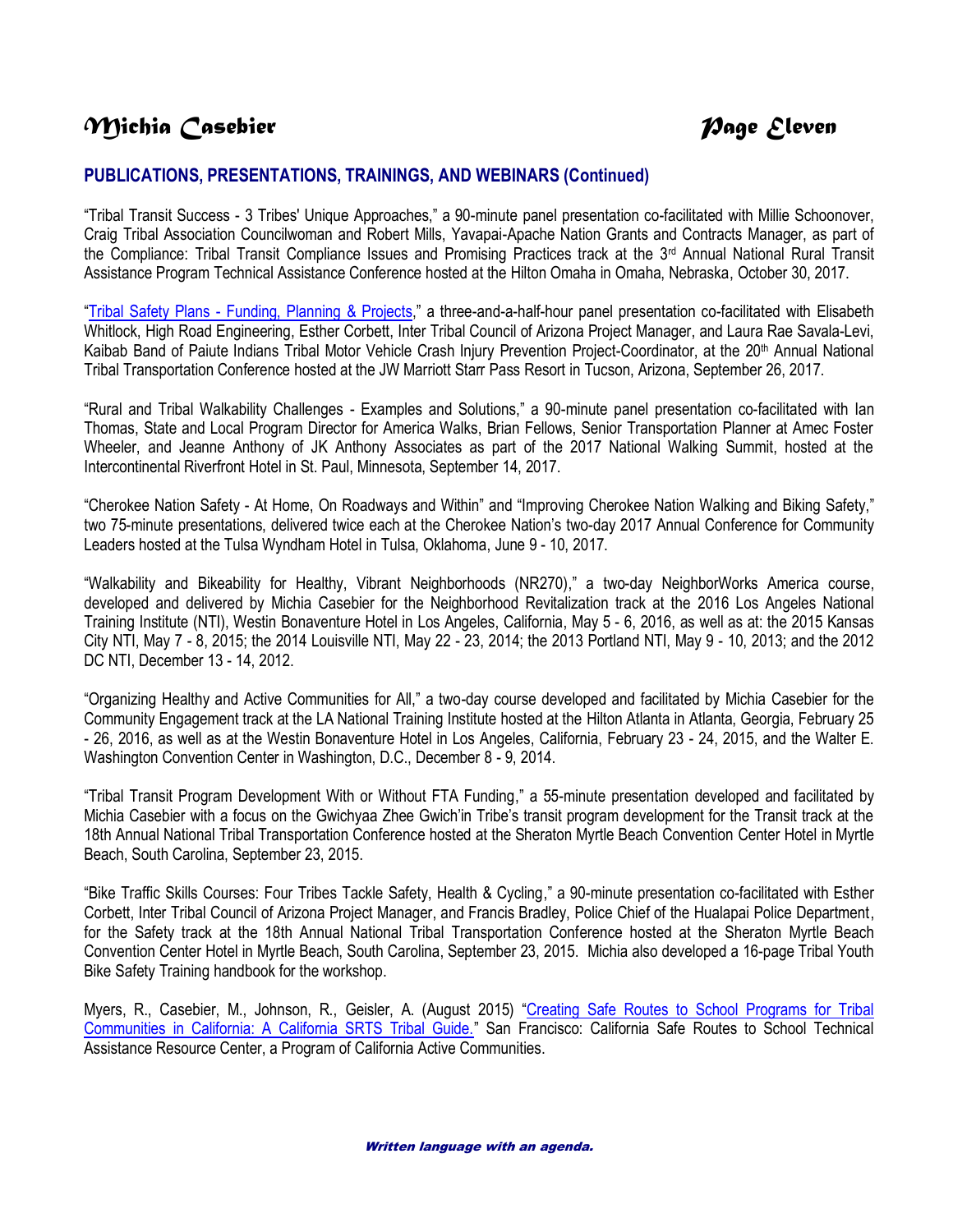## PUBLICATIONS, PRESENTATIONS, TRAININGS, AND WEBINARS (Continued)

"Tribal Transit Success - 3 Tribes' Unique Approaches," a 90-minute panel presentation co-facilitated with Millie Schoonover, Craig Tribal Association Councilwoman and Robert Mills, Yavapai-Apache Nation Grants and Contracts Manager, as part of the Compliance: Tribal Transit Compliance Issues and Promising Practices track at the 3rd Annual National Rural Transit Assistance Program Technical Assistance Conference hosted at the Hilton Omaha in Omaha, Nebraska, October 30, 2017.

"Tribal Safety Plans - Funding, Planning & Projects," a three-and-a-half-hour panel presentation co-facilitated with Elisabeth Whitlock, High Road Engineering, Esther Corbett, Inter Tribal Council of Arizona Project Manager, and Laura Rae Savala-Levi, Kaibab Band of Paiute Indians Tribal Motor Vehicle Crash Injury Prevention Project-Coordinator, at the 20th Annual National Tribal Transportation Conference hosted at the JW Marriott Starr Pass Resort in Tucson, Arizona, September 26, 2017.

"Rural and Tribal Walkability Challenges - Examples and Solutions," a 90-minute panel presentation co-facilitated with Ian Thomas, State and Local Program Director for America Walks, Brian Fellows, Senior Transportation Planner at Amec Foster Wheeler, and Jeanne Anthony of JK Anthony Associates as part of the 2017 National Walking Summit, hosted at the Intercontinental Riverfront Hotel in St. Paul, Minnesota, September 14, 2017.

"Cherokee Nation Safety - At Home, On Roadways and Within" and "Improving Cherokee Nation Walking and Biking Safety," two 75-minute presentations, delivered twice each at the Cherokee Nation's two-day 2017 Annual Conference for Community Leaders hosted at the Tulsa Wyndham Hotel in Tulsa, Oklahoma, June 9 - 10, 2017.

"Walkability and Bikeability for Healthy, Vibrant Neighborhoods (NR270)," a two-day NeighborWorks America course, developed and delivered by Michia Casebier for the Neighborhood Revitalization track at the 2016 Los Angeles National Training Institute (NTI), Westin Bonaventure Hotel in Los Angeles, California, May 5 - 6, 2016, as well as at: the 2015 Kansas City NTI, May 7 - 8, 2015; the 2014 Louisville NTI, May 22 - 23, 2014; the 2013 Portland NTI, May 9 - 10, 2013; and the 2012 DC NTI, December 13 - 14, 2012.

"Organizing Healthy and Active Communities for All," a two-day course developed and facilitated by Michia Casebier for the Community Engagement track at the LA National Training Institute hosted at the Hilton Atlanta in Atlanta, Georgia, February 25 - 26, 2016, as well as at the Westin Bonaventure Hotel in Los Angeles, California, February 23 - 24, 2015, and the Walter E. Washington Convention Center in Washington, D.C., December 8 - 9, 2014.

"Tribal Transit Program Development With or Without FTA Funding," a 55-minute presentation developed and facilitated by Michia Casebier with a focus on the Gwichyaa Zhee Gwich'in Tribe's transit program development for the Transit track at the 18th Annual National Tribal Transportation Conference hosted at the Sheraton Myrtle Beach Convention Center Hotel in Myrtle Beach, South Carolina, September 23, 2015.

"Bike Traffic Skills Courses: Four Tribes Tackle Safety, Health & Cycling," a 90-minute presentation co-facilitated with Esther Corbett, Inter Tribal Council of Arizona Project Manager, and Francis Bradley, Police Chief of the Hualapai Police Department, for the Safety track at the 18th Annual National Tribal Transportation Conference hosted at the Sheraton Myrtle Beach Convention Center Hotel in Myrtle Beach, South Carolina, September 23, 2015. Michia also developed a 16-page Tribal Youth Bike Safety Training handbook for the workshop.

Myers, R., Casebier, M., Johnson, R., Geisler, A. (August 2015) "Creating Safe Routes to School Programs for Tribal Communities in California: A California SRTS Tribal Guide." San Francisco: California Safe Routes to School Technical Assistance Resource Center, a Program of California Active Communities.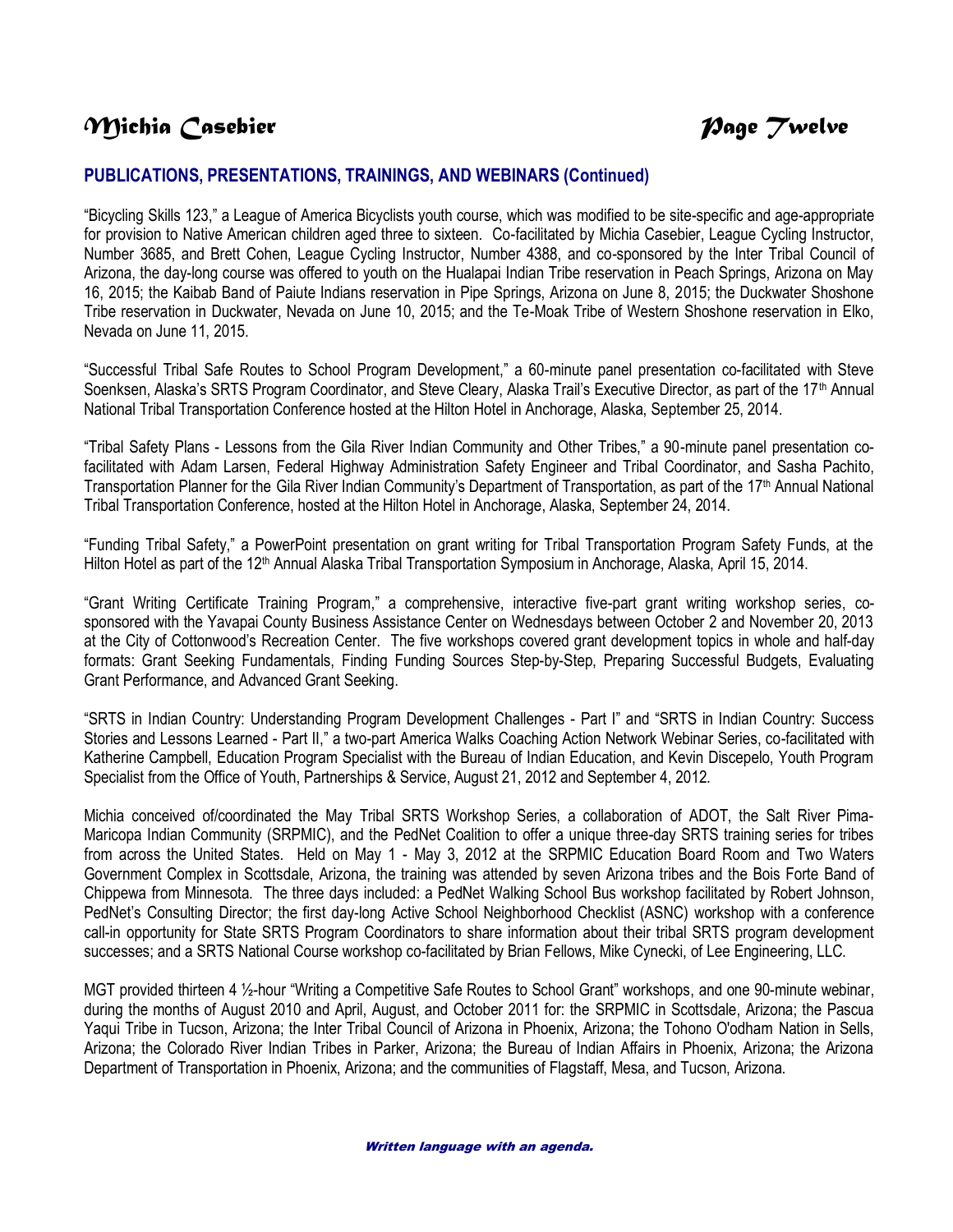## PUBLICATIONS, PRESENTATIONS, TRAININGS, AND WEBINARS (Continued)

"Bicycling Skills 123," a League of America Bicyclists youth course, which was modified to be site-specific and age-appropriate for provision to Native American children aged three to sixteen. Co-facilitated by Michia Casebier, League Cycling Instructor, Number 3685, and Brett Cohen, League Cycling Instructor, Number 4388, and co-sponsored by the Inter Tribal Council of Arizona, the day-long course was offered to youth on the Hualapai Indian Tribe reservation in Peach Springs, Arizona on May 16, 2015; the Kaibab Band of Paiute Indians reservation in Pipe Springs, Arizona on June 8, 2015; the Duckwater Shoshone Tribe reservation in Duckwater, Nevada on June 10, 2015; and the Te-Moak Tribe of Western Shoshone reservation in Elko, Nevada on June 11, 2015.

"Successful Tribal Safe Routes to School Program Development," a 60-minute panel presentation co-facilitated with Steve Soenksen, Alaska's SRTS Program Coordinator, and Steve Cleary, Alaska Trail's Executive Director, as part of the 17th Annual National Tribal Transportation Conference hosted at the Hilton Hotel in Anchorage, Alaska, September 25, 2014.

"Tribal Safety Plans - Lessons from the Gila River Indian Community and Other Tribes," a 90-minute panel presentation co-facilitated with Adam Larsen, Federal Highway Administration Safety Engineer and Tribal Coordinator, and Sasha Pachito, Transportation Planner for the Gila River Indian Community's Department of Transportation, as part of the 17th Annual National Tribal Transportation Conference, hosted at the Hilton Hotel in Anchorage, Alaska, September 24, 2014.

"Funding Tribal Safety," a PowerPoint presentation on grant writing for Tribal Transportation Program Safety Funds, at the Hilton Hotel as part of the 12th Annual Alaska Tribal Transportation Symposium in Anchorage, Alaska, April 15, 2014.

"Grant Writing Certificate Training Program," a comprehensive, interactive five-part grant writing workshop series, co-sponsored with the Yavapai County Business Assistance Center on Wednesdays between October 2 and November 20, 2013 at the City of Cottonwood's Recreation Center. The five workshops covered grant development topics in whole and half-day formats: Grant Seeking Fundamentals, Finding Funding Sources Step-by-Step, Preparing Successful Budgets, Evaluating Grant Performance, and Advanced Grant Seeking.

"SRTS in Indian Country: Understanding Program Development Challenges - Part I" and "SRTS in Indian Country: Success Stories and Lessons Learned - Part II," a two-part America Walks Coaching Action Network Webinar Series, co-facilitated with Katherine Campbell, Education Program Specialist with the Bureau of Indian Education, and Kevin Discepelo, Youth Program Specialist from the Office of Youth, Partnerships & Service, August 21, 2012 and September 4, 2012.

Michia conceived of/coordinated the May Tribal SRTS Workshop Series, a collaboration of ADOT, the Salt River Pima-Maricopa Indian Community (SRPMIC), and the PedNet Coalition to offer a unique three-day SRTS training series for tribes from across the United States. Held on May 1 - May 3, 2012 at the SRPMIC Education Board Room and Two Waters Government Complex in Scottsdale, Arizona, the training was attended by seven Arizona tribes and the Bois Forte Band of Chippewa from Minnesota. The three days included: a PedNet Walking School Bus workshop facilitated by Robert Johnson, PedNet's Consulting Director; the first day-long Active School Neighborhood Checklist (ASNC) workshop with a conference call-in opportunity for State SRTS Program Coordinators to share information about their tribal SRTS program development successes; and a SRTS National Course workshop co-facilitated by Brian Fellows, Mike Cynecki, of Lee Engineering, LLC.

MGT provided thirteen 4 ½-hour "Writing a Competitive Safe Routes to School Grant" workshops, and one 90-minute webinar, during the months of August 2010 and April, August, and October 2011 for: the SRPMIC in Scottsdale, Arizona; the Pascua Yaqui Tribe in Tucson, Arizona; the Inter Tribal Council of Arizona in Phoenix, Arizona; the Tohono O'odham Nation in Sells, Arizona; the Colorado River Indian Tribes in Parker, Arizona; the Bureau of Indian Affairs in Phoenix, Arizona; the Arizona Department of Transportation in Phoenix, Arizona; and the communities of Flagstaff, Mesa, and Tucson, Arizona.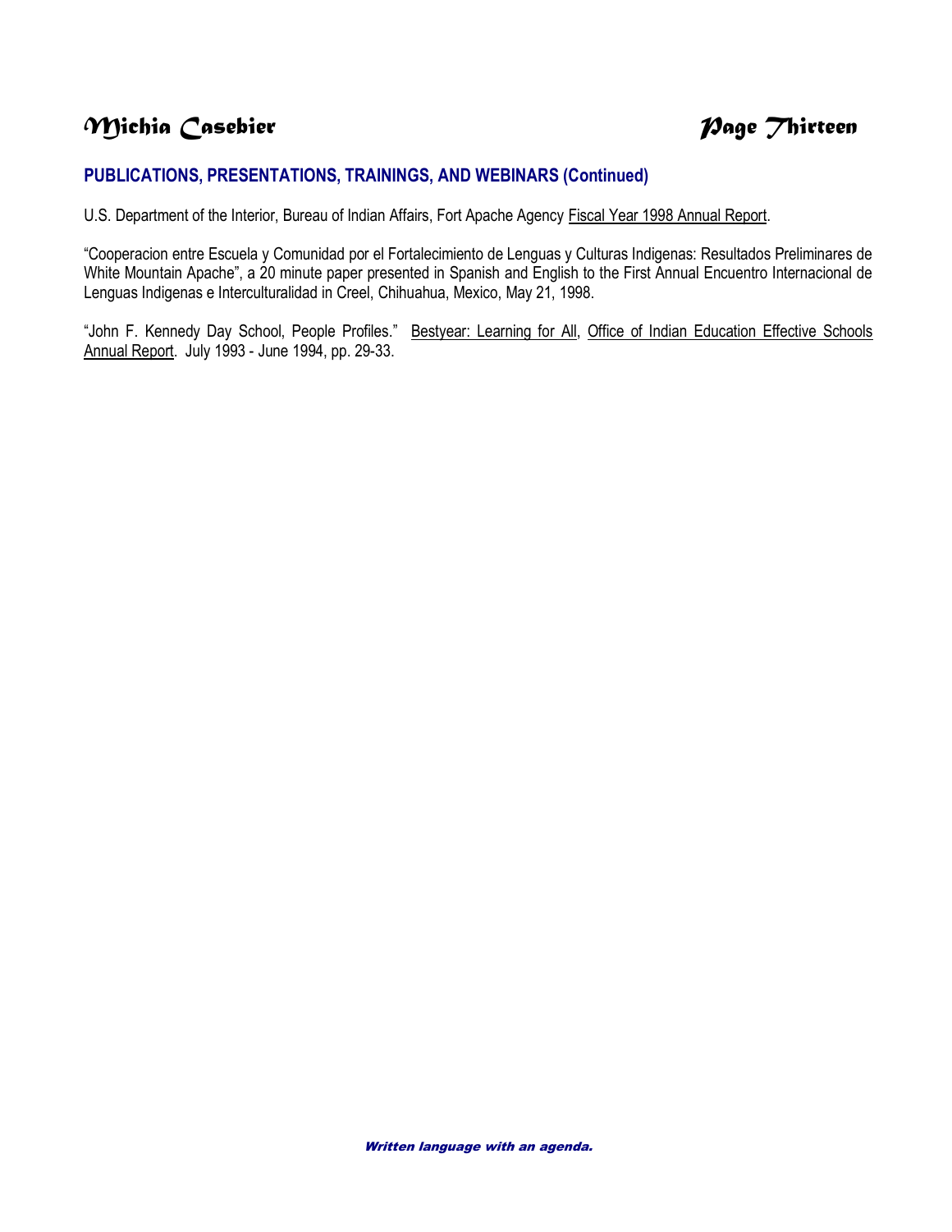## PUBLICATIONS, PRESENTATIONS, TRAININGS, AND WEBINARS (Continued)

U.S. Department of the Interior, Bureau of Indian Affairs, Fort Apache Agency Fiscal Year 1998 Annual Report.

"Cooperacion entre Escuela y Comunidad por el Fortalecimiento de Lenguas y Culturas Indigenas: Resultados Preliminares de White Mountain Apache", a 20 minute paper presented in Spanish and English to the First Annual Encuentro Internacional de Lenguas Indigenas e Interculturalidad in Creel, Chihuahua, Mexico, May 21, 1998.

"John F. Kennedy Day School, People Profiles." Bestyear: Learning for All, Office of Indian Education Effective Schools Annual Report. July 1993 - June 1994, pp. 29-33.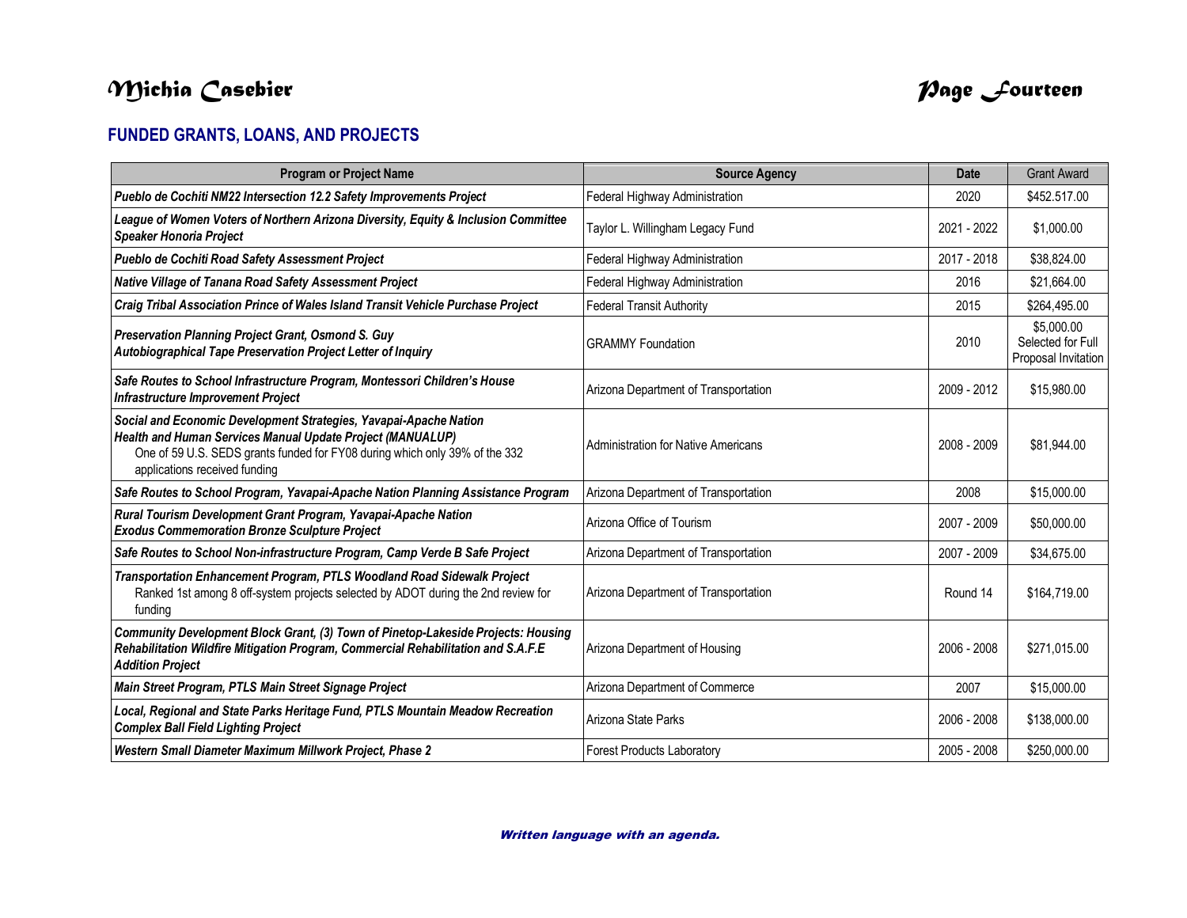## FUNDED GRANTS, LOANS, AND PROJECTS

| Program or Project Name | Source Agency | Date | Grant Award |
|---|---|---|---|
| ***Pueblo de Cochiti NM22 Intersection 12.2 Safety Improvements Project*** | Federal Highway Administration | 2020 | $452.517.00 |
| ***League of Women Voters of Northern Arizona Diversity, Equity & Inclusion Committee Speaker Honoria Project*** | Taylor L. Willingham Legacy Fund | 2021 - 2022 | $1,000.00 |
| ***Pueblo de Cochiti Road Safety Assessment Project*** | Federal Highway Administration | 2017 - 2018 | $38,824.00 |
| ***Native Village of Tanana Road Safety Assessment Project*** | Federal Highway Administration | 2016 | $21,664.00 |
| ***Craig Tribal Association Prince of Wales Island Transit Vehicle Purchase Project*** | Federal Transit Authority | 2015 | $264,495.00 |
| ***Preservation Planning Project Grant, Osmond S. Guy Autobiographical Tape Preservation Project Letter of Inquiry*** | GRAMMY Foundation | 2010 | $5,000.00 Selected for Full Proposal Invitation |
| ***Safe Routes to School Infrastructure Program, Montessori Children's House Infrastructure Improvement Project*** | Arizona Department of Transportation | 2009 - 2012 | $15,980.00 |
| ***Social and Economic Development Strategies, Yavapai-Apache Nation Health and Human Services Manual Update Project (MANUALUP)*** One of 59 U.S. SEDS grants funded for FY08 during which only 39% of the 332 applications received funding | Administration for Native Americans | 2008 - 2009 | $81,944.00 |
| ***Safe Routes to School Program, Yavapai-Apache Nation Planning Assistance Program*** | Arizona Department of Transportation | 2008 | $15,000.00 |
| ***Rural Tourism Development Grant Program, Yavapai-Apache Nation Exodus Commemoration Bronze Sculpture Project*** | Arizona Office of Tourism | 2007 - 2009 | $50,000.00 |
| ***Safe Routes to School Non-infrastructure Program, Camp Verde B Safe Project*** | Arizona Department of Transportation | 2007 - 2009 | $34,675.00 |
| ***Transportation Enhancement Program, PTLS Woodland Road Sidewalk Project*** Ranked 1st among 8 off-system projects selected by ADOT during the 2nd review for funding | Arizona Department of Transportation | Round 14 | $164,719.00 |
| ***Community Development Block Grant, (3) Town of Pinetop-Lakeside Projects: Housing Rehabilitation Wildfire Mitigation Program, Commercial Rehabilitation and S.A.F.E Addition Project*** | Arizona Department of Housing | 2006 - 2008 | $271,015.00 |
| ***Main Street Program, PTLS Main Street Signage Project*** | Arizona Department of Commerce | 2007 | $15,000.00 |
| ***Local, Regional and State Parks Heritage Fund, PTLS Mountain Meadow Recreation Complex Ball Field Lighting Project*** | Arizona State Parks | 2006 - 2008 | $138,000.00 |
| ***Western Small Diameter Maximum Millwork Project, Phase 2*** | Forest Products Laboratory | 2005 - 2008 | $250,000.00 |

*Written language with an agenda.*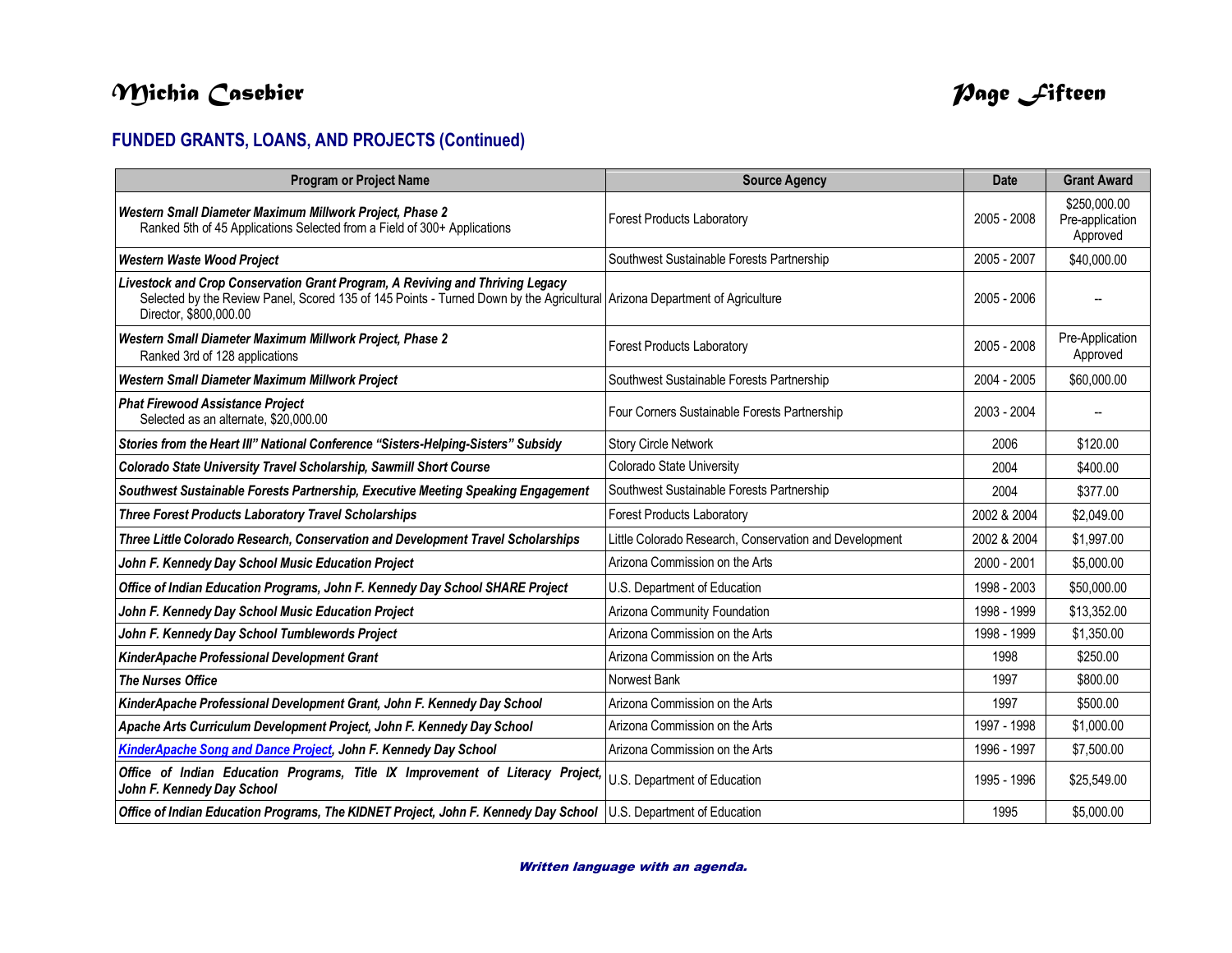## FUNDED GRANTS, LOANS, AND PROJECTS (Continued)

| Program or Project Name | Source Agency | Date | Grant Award |
|---|---|---|---|
| ***Western Small Diameter Maximum Millwork Project, Phase 2***<br>Ranked 5th of 45 Applications Selected from a Field of 300+ Applications | Forest Products Laboratory | 2005 - 2008 | $250,000.00 Pre-application Approved |
| ***Western Waste Wood Project*** | Southwest Sustainable Forests Partnership | 2005 - 2007 | $40,000.00 |
| ***Livestock and Crop Conservation Grant Program, A Reviving and Thriving Legacy***<br>Selected by the Review Panel, Scored 135 of 145 Points - Turned Down by the Agricultural Director, $800,000.00 | Arizona Department of Agriculture | 2005 - 2006 | -- |
| ***Western Small Diameter Maximum Millwork Project, Phase 2***<br>Ranked 3rd of 128 applications | Forest Products Laboratory | 2005 - 2008 | Pre-Application Approved |
| ***Western Small Diameter Maximum Millwork Project*** | Southwest Sustainable Forests Partnership | 2004 - 2005 | $60,000.00 |
| ***Phat Firewood Assistance Project***<br>Selected as an alternate, $20,000.00 | Four Corners Sustainable Forests Partnership | 2003 - 2004 | -- |
| ***Stories from the Heart III" National Conference "Sisters-Helping-Sisters" Subsidy*** | Story Circle Network | 2006 | $120.00 |
| ***Colorado State University Travel Scholarship, Sawmill Short Course*** | Colorado State University | 2004 | $400.00 |
| ***Southwest Sustainable Forests Partnership, Executive Meeting Speaking Engagement*** | Southwest Sustainable Forests Partnership | 2004 | $377.00 |
| ***Three Forest Products Laboratory Travel Scholarships*** | Forest Products Laboratory | 2002 & 2004 | $2,049.00 |
| ***Three Little Colorado Research, Conservation and Development Travel Scholarships*** | Little Colorado Research, Conservation and Development | 2002 & 2004 | $1,997.00 |
| ***John F. Kennedy Day School Music Education Project*** | Arizona Commission on the Arts | 2000 - 2001 | $5,000.00 |
| ***Office of Indian Education Programs, John F. Kennedy Day School SHARE Project*** | U.S. Department of Education | 1998 - 2003 | $50,000.00 |
| ***John F. Kennedy Day School Music Education Project*** | Arizona Community Foundation | 1998 - 1999 | $13,352.00 |
| ***John F. Kennedy Day School Tumblewords Project*** | Arizona Commission on the Arts | 1998 - 1999 | $1,350.00 |
| ***KinderApache Professional Development Grant*** | Arizona Commission on the Arts | 1998 | $250.00 |
| ***The Nurses Office*** | Norwest Bank | 1997 | $800.00 |
| ***KinderApache Professional Development Grant, John F. Kennedy Day School*** | Arizona Commission on the Arts | 1997 | $500.00 |
| ***Apache Arts Curriculum Development Project, John F. Kennedy Day School*** | Arizona Commission on the Arts | 1997 - 1998 | $1,000.00 |
| ***KinderApache Song and Dance Project, John F. Kennedy Day School*** | Arizona Commission on the Arts | 1996 - 1997 | $7,500.00 |
| ***Office of Indian Education Programs, Title IX Improvement of Literacy Project, John F. Kennedy Day School*** | U.S. Department of Education | 1995 - 1996 | $25,549.00 |
| ***Office of Indian Education Programs, The KIDNET Project, John F. Kennedy Day School*** | U.S. Department of Education | 1995 | $5,000.00 |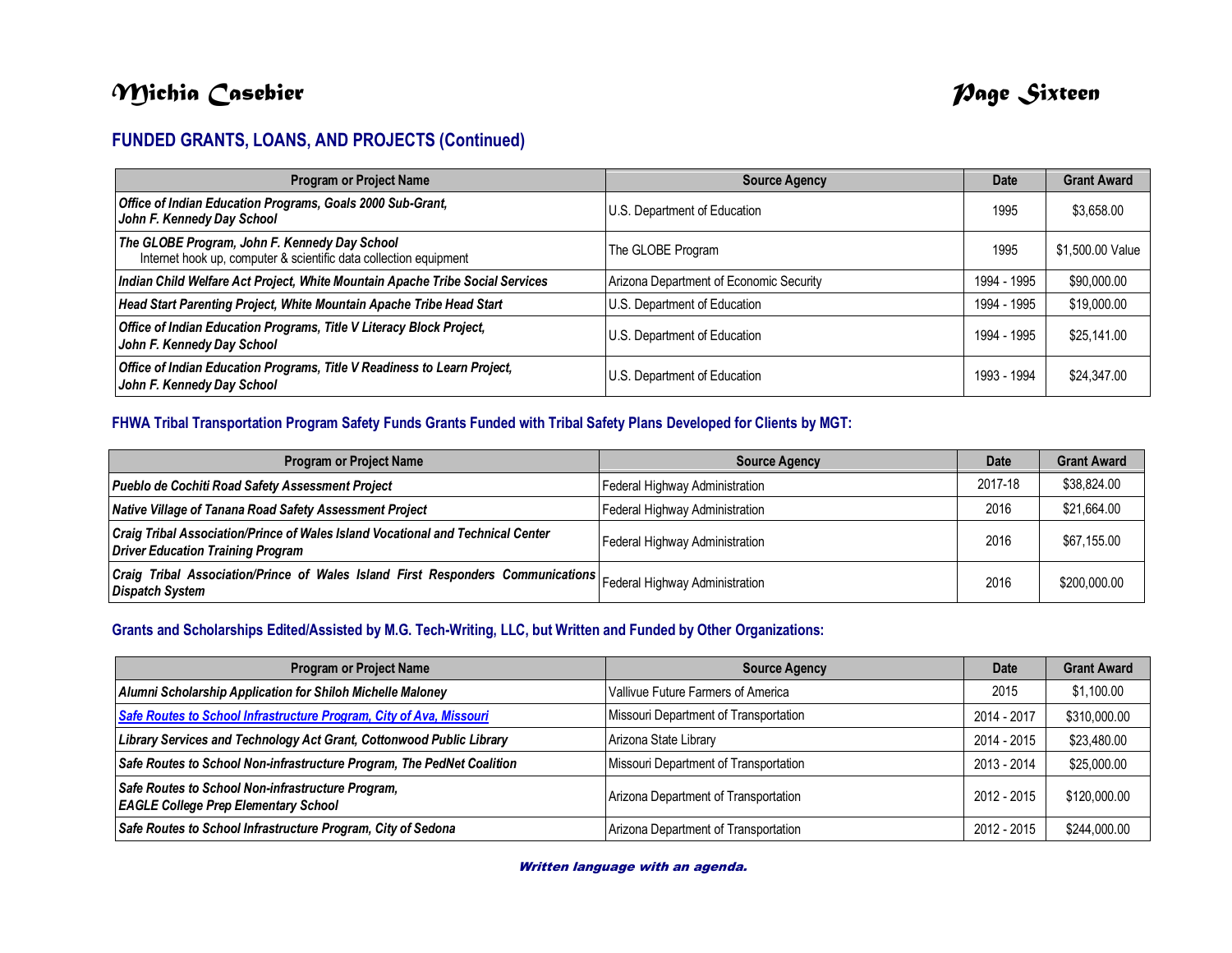## FUNDED GRANTS, LOANS, AND PROJECTS (Continued)

| Program or Project Name | Source Agency | Date | Grant Award |
|---|---|---|---|
| ***Office of Indian Education Programs, Goals 2000 Sub-Grant, John F. Kennedy Day School*** | U.S. Department of Education | 1995 | $3,658.00 |
| ***The GLOBE Program, John F. Kennedy Day School*** Internet hook up, computer & scientific data collection equipment | The GLOBE Program | 1995 | $1,500.00 Value |
| ***Indian Child Welfare Act Project, White Mountain Apache Tribe Social Services*** | Arizona Department of Economic Security | 1994 - 1995 | $90,000.00 |
| ***Head Start Parenting Project, White Mountain Apache Tribe Head Start*** | U.S. Department of Education | 1994 - 1995 | $19,000.00 |
| ***Office of Indian Education Programs, Title V Literacy Block Project, John F. Kennedy Day School*** | U.S. Department of Education | 1994 - 1995 | $25,141.00 |
| ***Office of Indian Education Programs, Title V Readiness to Learn Project, John F. Kennedy Day School*** | U.S. Department of Education | 1993 - 1994 | $24,347.00 |

### FHWA Tribal Transportation Program Safety Funds Grants Funded with Tribal Safety Plans Developed for Clients by MGT:

| Program or Project Name | Source Agency | Date | Grant Award |
|---|---|---|---|
| ***Pueblo de Cochiti Road Safety Assessment Project*** | Federal Highway Administration | 2017-18 | $38,824.00 |
| ***Native Village of Tanana Road Safety Assessment Project*** | Federal Highway Administration | 2016 | $21,664.00 |
| ***Craig Tribal Association/Prince of Wales Island Vocational and Technical Center Driver Education Training Program*** | Federal Highway Administration | 2016 | $67,155.00 |
| ***Craig Tribal Association/Prince of Wales Island First Responders Communications Dispatch System*** | Federal Highway Administration | 2016 | $200,000.00 |

### Grants and Scholarships Edited/Assisted by M.G. Tech-Writing, LLC, but Written and Funded by Other Organizations:

| Program or Project Name | Source Agency | Date | Grant Award |
|---|---|---|---|
| ***Alumni Scholarship Application for Shiloh Michelle Maloney*** | Vallivue Future Farmers of America | 2015 | $1,100.00 |
| ***Safe Routes to School Infrastructure Program, City of Ava, Missouri*** | Missouri Department of Transportation | 2014 - 2017 | $310,000.00 |
| ***Library Services and Technology Act Grant, Cottonwood Public Library*** | Arizona State Library | 2014 - 2015 | $23,480.00 |
| ***Safe Routes to School Non-infrastructure Program, The PedNet Coalition*** | Missouri Department of Transportation | 2013 - 2014 | $25,000.00 |
| ***Safe Routes to School Non-infrastructure Program, EAGLE College Prep Elementary School*** | Arizona Department of Transportation | 2012 - 2015 | $120,000.00 |
| ***Safe Routes to School Infrastructure Program, City of Sedona*** | Arizona Department of Transportation | 2012 - 2015 | $244,000.00 |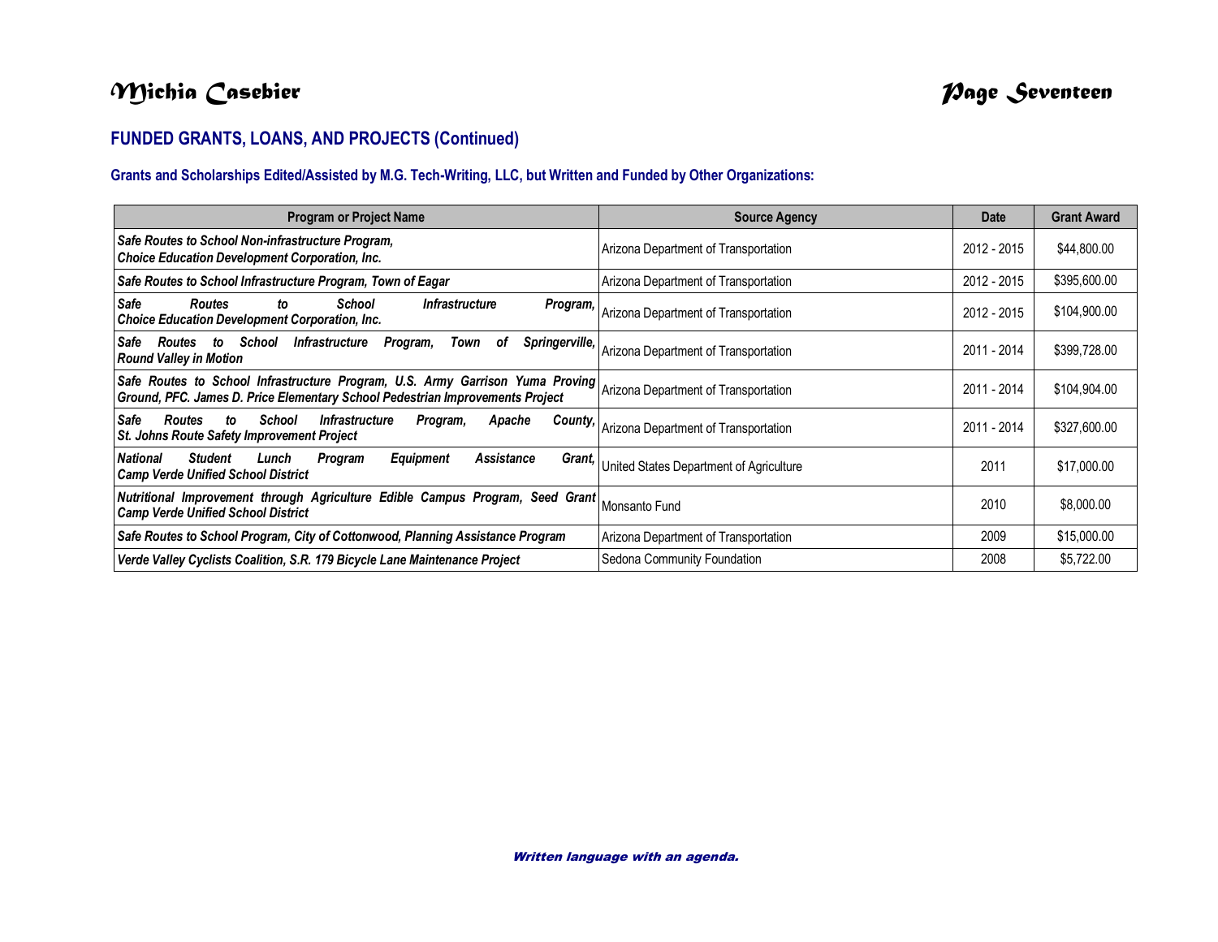## FUNDED GRANTS, LOANS, AND PROJECTS (Continued)

### Grants and Scholarships Edited/Assisted by M.G. Tech-Writing, LLC, but Written and Funded by Other Organizations:

| Program or Project Name | Source Agency | Date | Grant Award |
|---|---|---|---|
| *Safe Routes to School Non-infrastructure Program, Choice Education Development Corporation, Inc.* | Arizona Department of Transportation | 2012 - 2015 | $44,800.00 |
| *Safe Routes to School Infrastructure Program, Town of Eagar* | Arizona Department of Transportation | 2012 - 2015 | $395,600.00 |
| *Safe Routes to School Infrastructure Program, Choice Education Development Corporation, Inc.* | Arizona Department of Transportation | 2012 - 2015 | $104,900.00 |
| *Safe Routes to School Infrastructure Program, Town of Springerville, Round Valley in Motion* | Arizona Department of Transportation | 2011 - 2014 | $399,728.00 |
| *Safe Routes to School Infrastructure Program, U.S. Army Garrison Yuma Proving Ground, PFC. James D. Price Elementary School Pedestrian Improvements Project* | Arizona Department of Transportation | 2011 - 2014 | $104,904.00 |
| *Safe Routes to School Infrastructure Program, Apache County, St. Johns Route Safety Improvement Project* | Arizona Department of Transportation | 2011 - 2014 | $327,600.00 |
| *National Student Lunch Program Equipment Assistance Grant, Camp Verde Unified School District* | United States Department of Agriculture | 2011 | $17,000.00 |
| *Nutritional Improvement through Agriculture Edible Campus Program, Seed Grant Camp Verde Unified School District* | Monsanto Fund | 2010 | $8,000.00 |
| *Safe Routes to School Program, City of Cottonwood, Planning Assistance Program* | Arizona Department of Transportation | 2009 | $15,000.00 |
| *Verde Valley Cyclists Coalition, S.R. 179 Bicycle Lane Maintenance Project* | Sedona Community Foundation | 2008 | $5,722.00 |